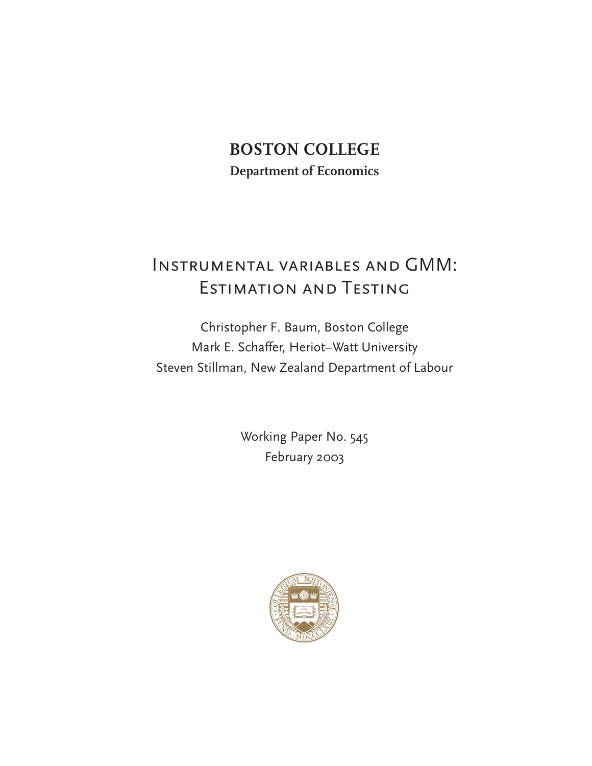# BOSTON COLLEGE

**Department of Economics**

# Instrumental variables and GMM: Estimation and Testing

Christopher F. Baum, Boston College

Mark E. Schaffer, Heriot–Watt University

Steven Stillman, New Zealand Department of Labour

Working Paper No. 545

February 2003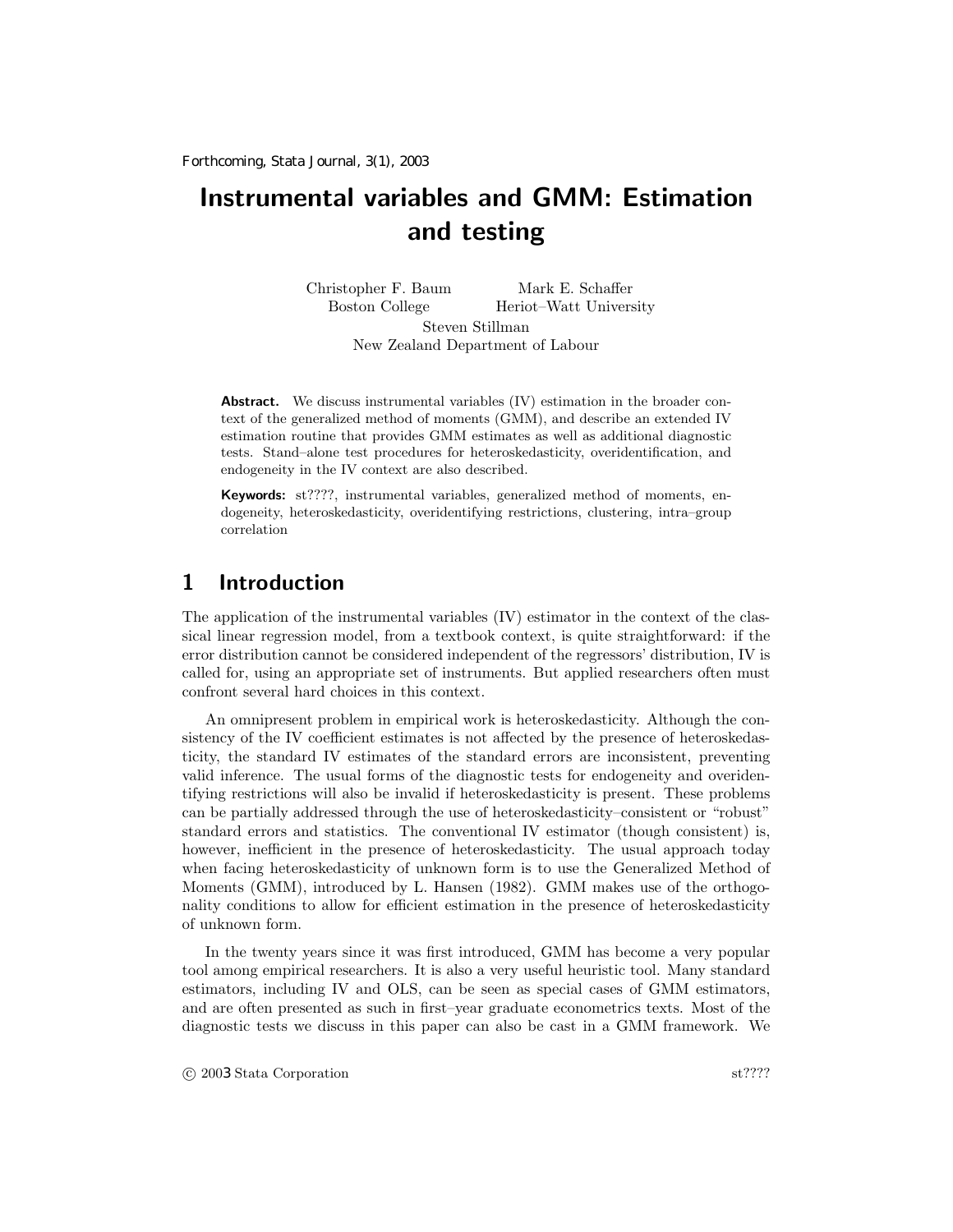Forthcoming, Stata Journal, 3(1), 2003

# Instrumental variables and GMM: Estimation and testing

Christopher F. Baum
Boston College

Mark E. Schaffer
Heriot–Watt University

Steven Stillman
New Zealand Department of Labour

**Abstract.** We discuss instrumental variables (IV) estimation in the broader context of the generalized method of moments (GMM), and describe an extended IV estimation routine that provides GMM estimates as well as additional diagnostic tests. Stand–alone test procedures for heteroskedasticity, overidentification, and endogeneity in the IV context are also described.

**Keywords:** st????, instrumental variables, generalized method of moments, endogeneity, heteroskedasticity, overidentifying restrictions, clustering, intra–group correlation

## 1 Introduction

The application of the instrumental variables (IV) estimator in the context of the classical linear regression model, from a textbook context, is quite straightforward: if the error distribution cannot be considered independent of the regressors' distribution, IV is called for, using an appropriate set of instruments. But applied researchers often must confront several hard choices in this context.

An omnipresent problem in empirical work is heteroskedasticity. Although the consistency of the IV coefficient estimates is not affected by the presence of heteroskedasticity, the standard IV estimates of the standard errors are inconsistent, preventing valid inference. The usual forms of the diagnostic tests for endogeneity and overidentifying restrictions will also be invalid if heteroskedasticity is present. These problems can be partially addressed through the use of heteroskedasticity–consistent or "robust" standard errors and statistics. The conventional IV estimator (though consistent) is, however, inefficient in the presence of heteroskedasticity. The usual approach today when facing heteroskedasticity of unknown form is to use the Generalized Method of Moments (GMM), introduced by L. Hansen (1982). GMM makes use of the orthogonality conditions to allow for efficient estimation in the presence of heteroskedasticity of unknown form.

In the twenty years since it was first introduced, GMM has become a very popular tool among empirical researchers. It is also a very useful heuristic tool. Many standard estimators, including IV and OLS, can be seen as special cases of GMM estimators, and are often presented as such in first–year graduate econometrics texts. Most of the diagnostic tests we discuss in this paper can also be cast in a GMM framework. We

© 2003 Stata Corporation st????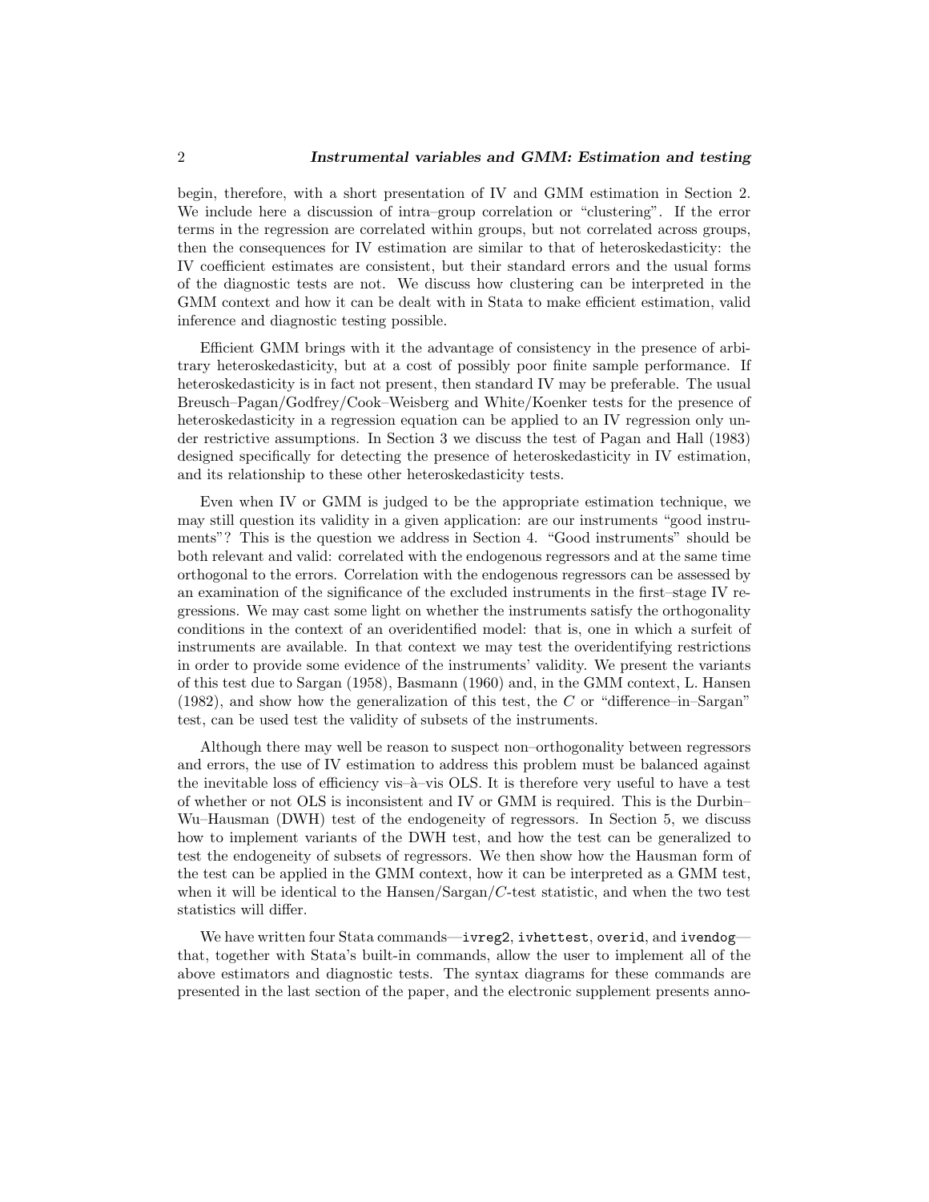begin, therefore, with a short presentation of IV and GMM estimation in Section 2. We include here a discussion of intra–group correlation or "clustering". If the error terms in the regression are correlated within groups, but not correlated across groups, then the consequences for IV estimation are similar to that of heteroskedasticity: the IV coefficient estimates are consistent, but their standard errors and the usual forms of the diagnostic tests are not. We discuss how clustering can be interpreted in the GMM context and how it can be dealt with in Stata to make efficient estimation, valid inference and diagnostic testing possible.

Efficient GMM brings with it the advantage of consistency in the presence of arbitrary heteroskedasticity, but at a cost of possibly poor finite sample performance. If heteroskedasticity is in fact not present, then standard IV may be preferable. The usual Breusch–Pagan/Godfrey/Cook–Weisberg and White/Koenker tests for the presence of heteroskedasticity in a regression equation can be applied to an IV regression only under restrictive assumptions. In Section 3 we discuss the test of Pagan and Hall (1983) designed specifically for detecting the presence of heteroskedasticity in IV estimation, and its relationship to these other heteroskedasticity tests.

Even when IV or GMM is judged to be the appropriate estimation technique, we may still question its validity in a given application: are our instruments "good instruments"? This is the question we address in Section 4. "Good instruments" should be both relevant and valid: correlated with the endogenous regressors and at the same time orthogonal to the errors. Correlation with the endogenous regressors can be assessed by an examination of the significance of the excluded instruments in the first–stage IV regressions. We may cast some light on whether the instruments satisfy the orthogonality conditions in the context of an overidentified model: that is, one in which a surfeit of instruments are available. In that context we may test the overidentifying restrictions in order to provide some evidence of the instruments' validity. We present the variants of this test due to Sargan (1958), Basmann (1960) and, in the GMM context, L. Hansen (1982), and show how the generalization of this test, the $C$ or "difference–in–Sargan" test, can be used test the validity of subsets of the instruments.

Although there may well be reason to suspect non–orthogonality between regressors and errors, the use of IV estimation to address this problem must be balanced against the inevitable loss of efficiency vis–à–vis OLS. It is therefore very useful to have a test of whether or not OLS is inconsistent and IV or GMM is required. This is the Durbin–Wu–Hausman (DWH) test of the endogeneity of regressors. In Section 5, we discuss how to implement variants of the DWH test, and how the test can be generalized to test the endogeneity of subsets of regressors. We then show how the Hausman form of the test can be applied in the GMM context, how it can be interpreted as a GMM test, when it will be identical to the Hansen/Sargan/$C$-test statistic, and when the two test statistics will differ.

We have written four Stata commands—`ivreg2`, `ivhettest`, `overid`, and `ivendog`—that, together with Stata's built-in commands, allow the user to implement all of the above estimators and diagnostic tests. The syntax diagrams for these commands are presented in the last section of the paper, and the electronic supplement presents anno-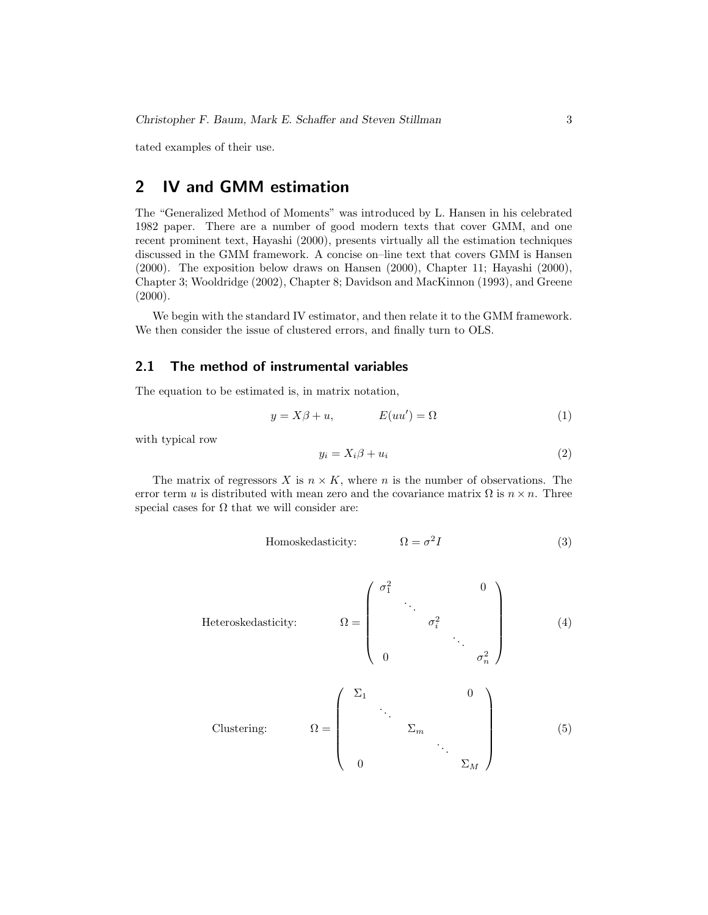tated examples of their use.

## 2 IV and GMM estimation

The "Generalized Method of Moments" was introduced by L. Hansen in his celebrated 1982 paper. There are a number of good modern texts that cover GMM, and one recent prominent text, Hayashi (2000), presents virtually all the estimation techniques discussed in the GMM framework. A concise on–line text that covers GMM is Hansen (2000). The exposition below draws on Hansen (2000), Chapter 11; Hayashi (2000), Chapter 3; Wooldridge (2002), Chapter 8; Davidson and MacKinnon (1993), and Greene (2000).

We begin with the standard IV estimator, and then relate it to the GMM framework. We then consider the issue of clustered errors, and finally turn to OLS.

### 2.1 The method of instrumental variables

The equation to be estimated is, in matrix notation,

$$y = X\beta + u, \qquad E(uu') = \Omega \tag{1}$$

with typical row

$$y_i = X_i\beta + u_i \tag{2}$$

The matrix of regressors $X$ is $n \times K$, where $n$ is the number of observations. The error term $u$ is distributed with mean zero and the covariance matrix $\Omega$ is $n \times n$. Three special cases for $\Omega$ that we will consider are:

$$\text{Homoskedasticity:} \qquad \Omega = \sigma^2 I \tag{3}$$

$$\text{Heteroskedasticity:} \qquad \Omega = \begin{pmatrix} \sigma_1^2 & & & & 0 \\ & \ddots & & & \\ & & \sigma_i^2 & & \\ & & & \ddots & \\ 0 & & & & \sigma_n^2 \end{pmatrix} \tag{4}$$

$$\text{Clustering:} \qquad \Omega = \begin{pmatrix} \Sigma_1 & & & & 0 \\ & \ddots & & & \\ & & \Sigma_m & & \\ & & & \ddots & \\ 0 & & & & \Sigma_M \end{pmatrix} \tag{5}$$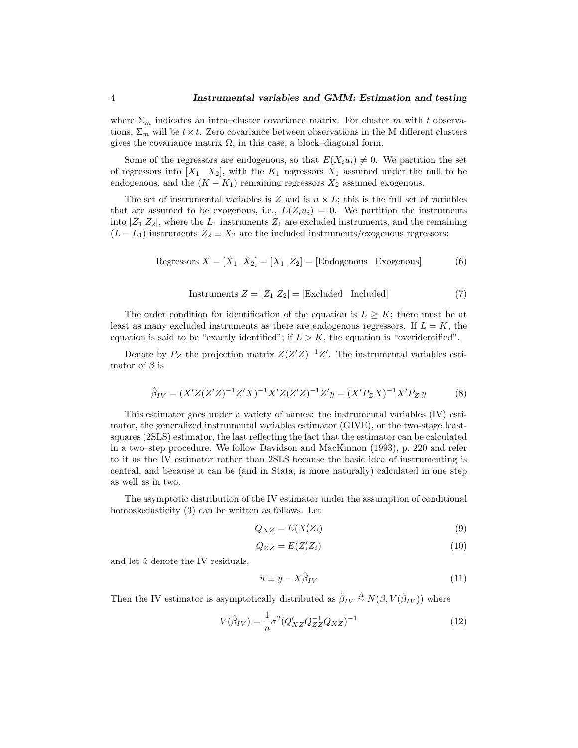where $\Sigma_m$ indicates an intra–cluster covariance matrix. For cluster $m$ with $t$ observations, $\Sigma_m$ will be $t \times t$. Zero covariance between observations in the M different clusters gives the covariance matrix $\Omega$, in this case, a block–diagonal form.

Some of the regressors are endogenous, so that $E(X_i u_i) \neq 0$. We partition the set of regressors into $[X_1 \;\; X_2]$, with the $K_1$ regressors $X_1$ assumed under the null to be endogenous, and the $(K - K_1)$ remaining regressors $X_2$ assumed exogenous.

The set of instrumental variables is $Z$ and is $n \times L$; this is the full set of variables that are assumed to be exogenous, i.e., $E(Z_i u_i) = 0$. We partition the instruments into $[Z_1 \; Z_2]$, where the $L_1$ instruments $Z_1$ are excluded instruments, and the remaining $(L - L_1)$ instruments $Z_2 \equiv X_2$ are the included instruments/exogenous regressors:

$$\text{Regressors } X = [X_1 \;\; X_2] = [X_1 \;\; Z_2] = [\text{Endogenous} \;\;\; \text{Exogenous}] \tag{6}$$

$$\text{Instruments } Z = [Z_1 \; Z_2] = [\text{Excluded} \;\;\; \text{Included}] \tag{7}$$

The order condition for identification of the equation is $L \geq K$; there must be at least as many excluded instruments as there are endogenous regressors. If $L = K$, the equation is said to be "exactly identified"; if $L > K$, the equation is "overidentified".

Denote by $P_Z$ the projection matrix $Z(Z'Z)^{-1}Z'$. The instrumental variables estimator of $\beta$ is

$$\hat{\beta}_{IV} = (X'Z(Z'Z)^{-1}Z'X)^{-1}X'Z(Z'Z)^{-1}Z'y = (X'P_Z X)^{-1}X'P_Z\, y \tag{8}$$

This estimator goes under a variety of names: the instrumental variables (IV) estimator, the generalized instrumental variables estimator (GIVE), or the two-stage least-squares (2SLS) estimator, the last reflecting the fact that the estimator can be calculated in a two–step procedure. We follow Davidson and MacKinnon (1993), p. 220 and refer to it as the IV estimator rather than 2SLS because the basic idea of instrumenting is central, and because it can be (and in Stata, is more naturally) calculated in one step as well as in two.

The asymptotic distribution of the IV estimator under the assumption of conditional homoskedasticity (3) can be written as follows. Let

$$Q_{XZ} = E(X_i' Z_i) \tag{9}$$

$$Q_{ZZ} = E(Z_i' Z_i) \tag{10}$$

and let $\hat{u}$ denote the IV residuals,

$$\hat{u} \equiv y - X\hat{\beta}_{IV} \tag{11}$$

Then the IV estimator is asymptotically distributed as $\hat{\beta}_{IV} \overset{A}{\sim} N(\beta, V(\hat{\beta}_{IV}))$ where

$$V(\hat{\beta}_{IV}) = \frac{1}{n}\sigma^2 (Q_{XZ}' Q_{ZZ}^{-1} Q_{XZ})^{-1} \tag{12}$$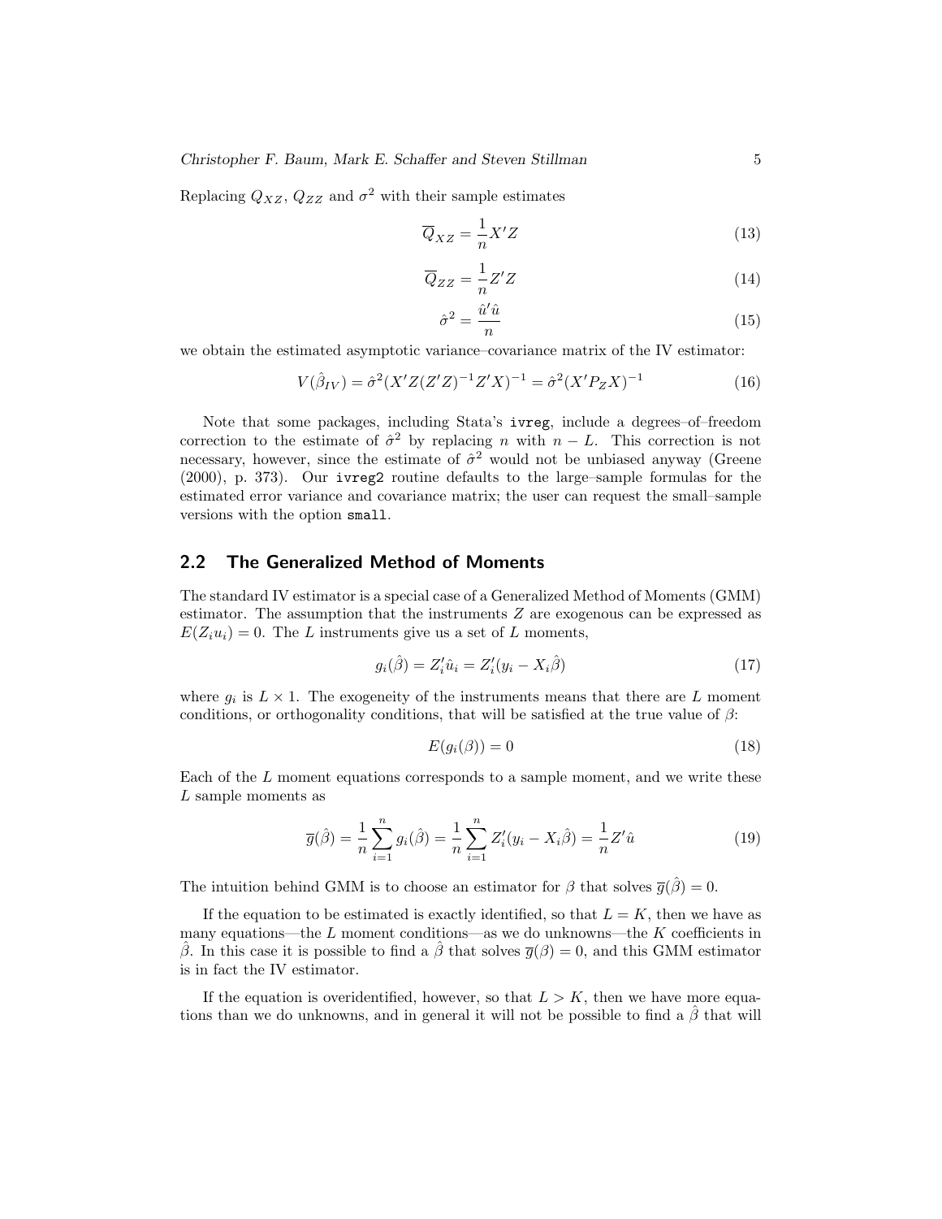Replacing $Q_{XZ}$, $Q_{ZZ}$ and $\sigma^2$ with their sample estimates

$$\overline{Q}_{XZ} = \frac{1}{n} X'Z \tag{13}$$

$$\overline{Q}_{ZZ} = \frac{1}{n} Z'Z \tag{14}$$

$$\hat{\sigma}^2 = \frac{\hat{u}'\hat{u}}{n} \tag{15}$$

we obtain the estimated asymptotic variance–covariance matrix of the IV estimator:

$$V(\hat{\beta}_{IV}) = \hat{\sigma}^2 (X'Z(Z'Z)^{-1}Z'X)^{-1} = \hat{\sigma}^2 (X'P_Z X)^{-1} \tag{16}$$

Note that some packages, including Stata's `ivreg`, include a degrees–of–freedom correction to the estimate of $\hat{\sigma}^2$ by replacing $n$ with $n - L$. This correction is not necessary, however, since the estimate of $\hat{\sigma}^2$ would not be unbiased anyway (Greene (2000), p. 373). Our `ivreg2` routine defaults to the large–sample formulas for the estimated error variance and covariance matrix; the user can request the small–sample versions with the option `small`.

## 2.2 The Generalized Method of Moments

The standard IV estimator is a special case of a Generalized Method of Moments (GMM) estimator. The assumption that the instruments $Z$ are exogenous can be expressed as $E(Z_i u_i) = 0$. The $L$ instruments give us a set of $L$ moments,

$$g_i(\hat{\beta}) = Z_i' \hat{u}_i = Z_i'(y_i - X_i \hat{\beta}) \tag{17}$$

where $g_i$ is $L \times 1$. The exogeneity of the instruments means that there are $L$ moment conditions, or orthogonality conditions, that will be satisfied at the true value of $\beta$:

$$E(g_i(\beta)) = 0 \tag{18}$$

Each of the $L$ moment equations corresponds to a sample moment, and we write these $L$ sample moments as

$$\overline{g}(\hat{\beta}) = \frac{1}{n} \sum_{i=1}^{n} g_i(\hat{\beta}) = \frac{1}{n} \sum_{i=1}^{n} Z_i'(y_i - X_i \hat{\beta}) = \frac{1}{n} Z'\hat{u} \tag{19}$$

The intuition behind GMM is to choose an estimator for $\beta$ that solves $\overline{g}(\hat{\beta}) = 0$.

If the equation to be estimated is exactly identified, so that $L = K$, then we have as many equations—the $L$ moment conditions—as we do unknowns—the $K$ coefficients in $\hat{\beta}$. In this case it is possible to find a $\hat{\beta}$ that solves $\overline{g}(\beta) = 0$, and this GMM estimator is in fact the IV estimator.

If the equation is overidentified, however, so that $L > K$, then we have more equations than we do unknowns, and in general it will not be possible to find a $\hat{\beta}$ that will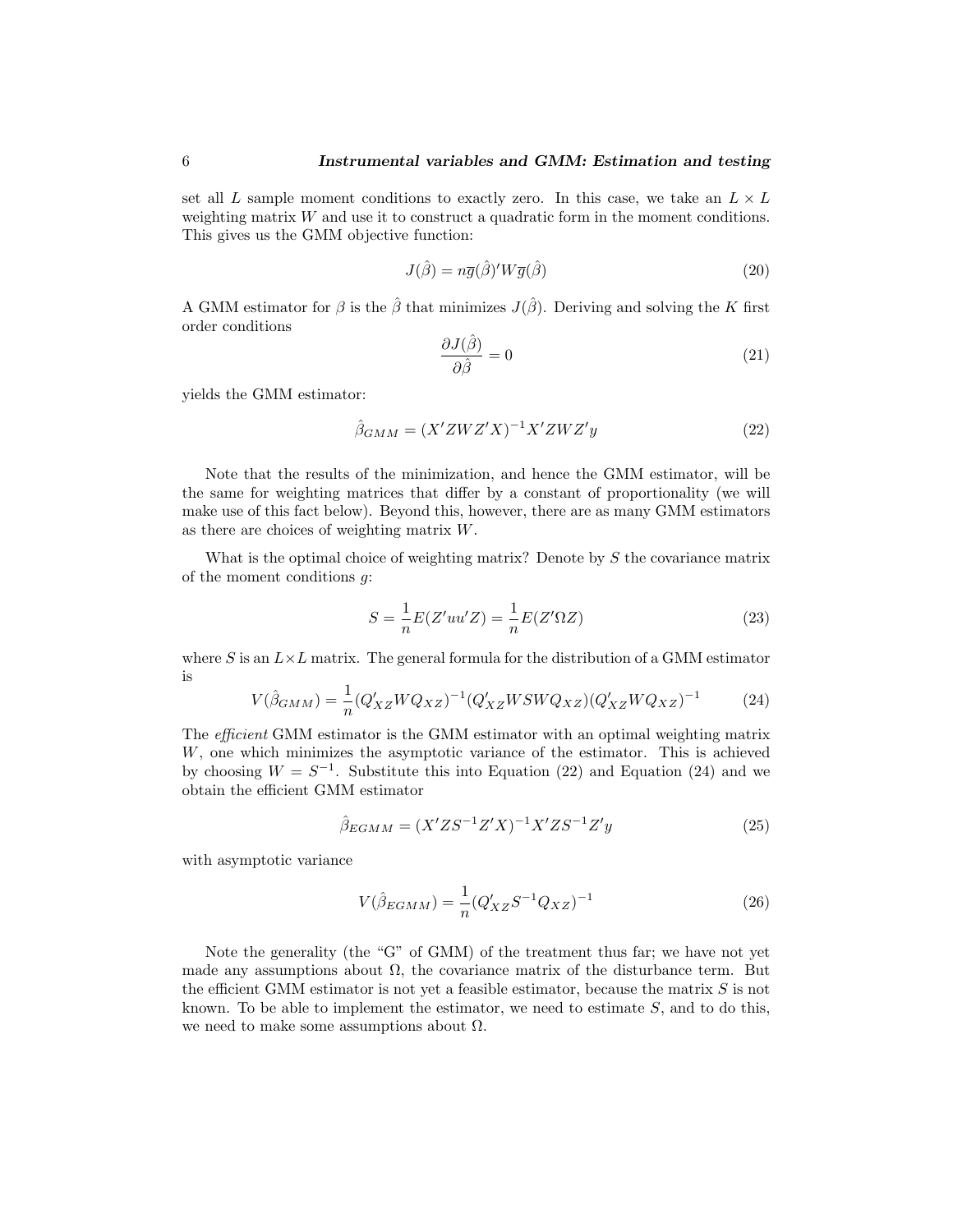set all $L$ sample moment conditions to exactly zero. In this case, we take an $L \times L$ weighting matrix $W$ and use it to construct a quadratic form in the moment conditions. This gives us the GMM objective function:

$$J(\hat{\beta}) = n\overline{g}(\hat{\beta})'W\overline{g}(\hat{\beta}) \tag{20}$$

A GMM estimator for $\beta$ is the $\hat{\beta}$ that minimizes $J(\hat{\beta})$. Deriving and solving the $K$ first order conditions

$$\frac{\partial J(\hat{\beta})}{\partial \hat{\beta}} = 0 \tag{21}$$

yields the GMM estimator:

$$\hat{\beta}_{GMM} = (X'ZWZ'X)^{-1}X'ZWZ'y \tag{22}$$

Note that the results of the minimization, and hence the GMM estimator, will be the same for weighting matrices that differ by a constant of proportionality (we will make use of this fact below). Beyond this, however, there are as many GMM estimators as there are choices of weighting matrix $W$.

What is the optimal choice of weighting matrix? Denote by $S$ the covariance matrix of the moment conditions $g$:

$$S = \frac{1}{n}E(Z'uu'Z) = \frac{1}{n}E(Z'\Omega Z) \tag{23}$$

where $S$ is an $L \times L$ matrix. The general formula for the distribution of a GMM estimator is

$$V(\hat{\beta}_{GMM}) = \frac{1}{n}(Q'_{XZ}WQ_{XZ})^{-1}(Q'_{XZ}WSWQ_{XZ})(Q'_{XZ}WQ_{XZ})^{-1} \tag{24}$$

The *efficient* GMM estimator is the GMM estimator with an optimal weighting matrix $W$, one which minimizes the asymptotic variance of the estimator. This is achieved by choosing $W = S^{-1}$. Substitute this into Equation (22) and Equation (24) and we obtain the efficient GMM estimator

$$\hat{\beta}_{EGMM} = (X'ZS^{-1}Z'X)^{-1}X'ZS^{-1}Z'y \tag{25}$$

with asymptotic variance

$$V(\hat{\beta}_{EGMM}) = \frac{1}{n}(Q'_{XZ}S^{-1}Q_{XZ})^{-1} \tag{26}$$

Note the generality (the "G" of GMM) of the treatment thus far; we have not yet made any assumptions about $\Omega$, the covariance matrix of the disturbance term. But the efficient GMM estimator is not yet a feasible estimator, because the matrix $S$ is not known. To be able to implement the estimator, we need to estimate $S$, and to do this, we need to make some assumptions about $\Omega$.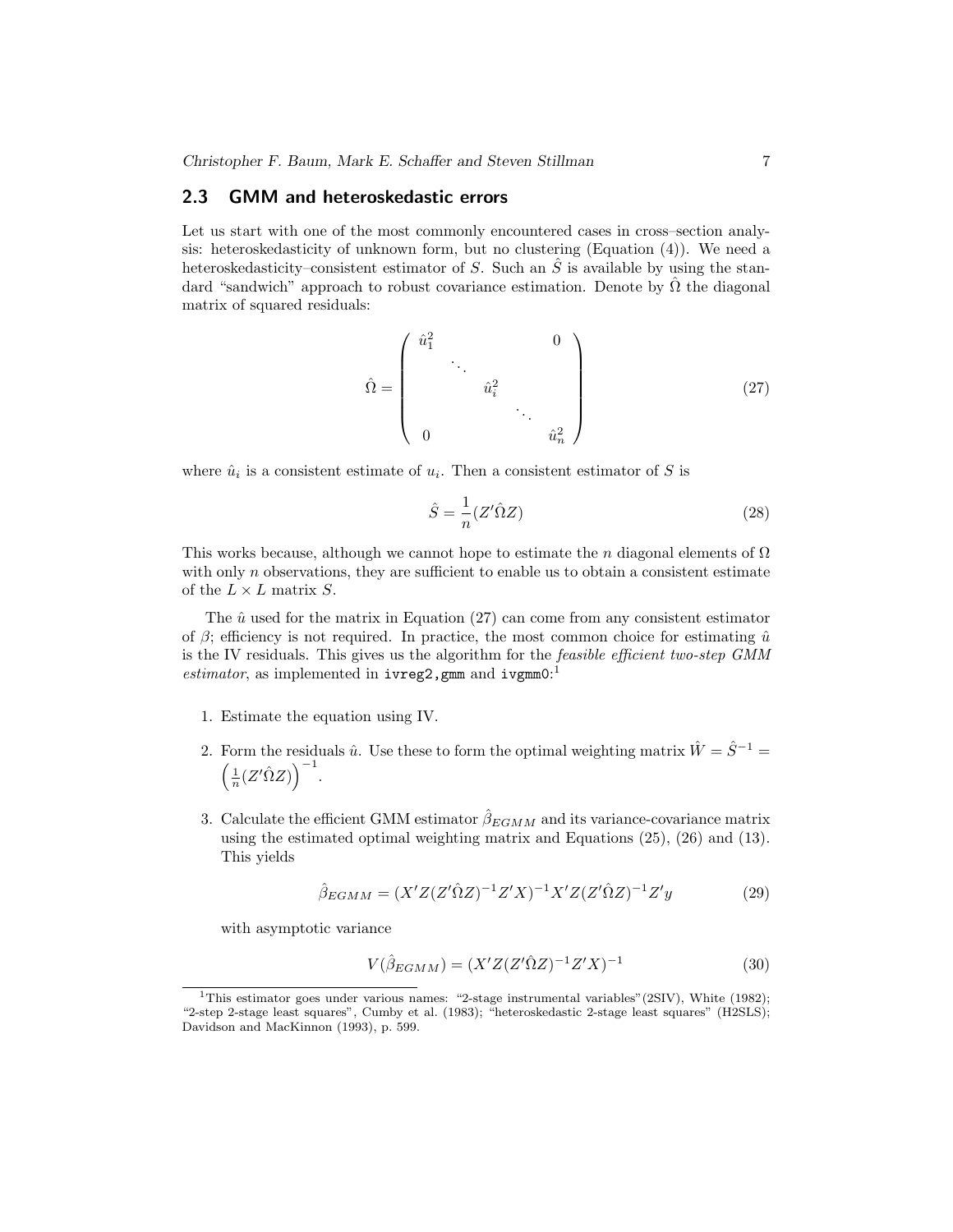## 2.3 GMM and heteroskedastic errors

Let us start with one of the most commonly encountered cases in cross–section analysis: heteroskedasticity of unknown form, but no clustering (Equation (4)). We need a heteroskedasticity–consistent estimator of $S$. Such an $\hat{S}$ is available by using the standard "sandwich" approach to robust covariance estimation. Denote by $\hat{\Omega}$ the diagonal matrix of squared residuals:

$$\hat{\Omega} = \begin{pmatrix} \hat{u}_1^2 & & & & 0 \\ & \ddots & & & \\ & & \hat{u}_i^2 & & \\ & & & \ddots & \\ 0 & & & & \hat{u}_n^2 \end{pmatrix} \tag{27}$$

where $\hat{u}_i$ is a consistent estimate of $u_i$. Then a consistent estimator of $S$ is

$$\hat{S} = \frac{1}{n}(Z'\hat{\Omega}Z) \tag{28}$$

This works because, although we cannot hope to estimate the $n$ diagonal elements of $\Omega$ with only $n$ observations, they are sufficient to enable us to obtain a consistent estimate of the $L \times L$ matrix $S$.

The $\hat{u}$ used for the matrix in Equation (27) can come from any consistent estimator of $\beta$; efficiency is not required. In practice, the most common choice for estimating $\hat{u}$ is the IV residuals. This gives us the algorithm for the *feasible efficient two-step GMM estimator*, as implemented in `ivreg2,gmm` and `ivgmm0`:[1]

1. Estimate the equation using IV.
2. Form the residuals $\hat{u}$. Use these to form the optimal weighting matrix $\hat{W} = \hat{S}^{-1} = \left(\frac{1}{n}(Z'\hat{\Omega}Z)\right)^{-1}$.
3. Calculate the efficient GMM estimator $\hat{\beta}_{EGMM}$ and its variance-covariance matrix using the estimated optimal weighting matrix and Equations (25), (26) and (13). This yields

$$\hat{\beta}_{EGMM} = (X'Z(Z'\hat{\Omega}Z)^{-1}Z'X)^{-1}X'Z(Z'\hat{\Omega}Z)^{-1}Z'y \tag{29}$$

with asymptotic variance

$$V(\hat{\beta}_{EGMM}) = (X'Z(Z'\hat{\Omega}Z)^{-1}Z'X)^{-1} \tag{30}$$

---

[1] This estimator goes under various names: "2-stage instrumental variables"(2SIV), White (1982); "2-step 2-stage least squares", Cumby et al. (1983); "heteroskedastic 2-stage least squares" (H2SLS); Davidson and MacKinnon (1993), p. 599.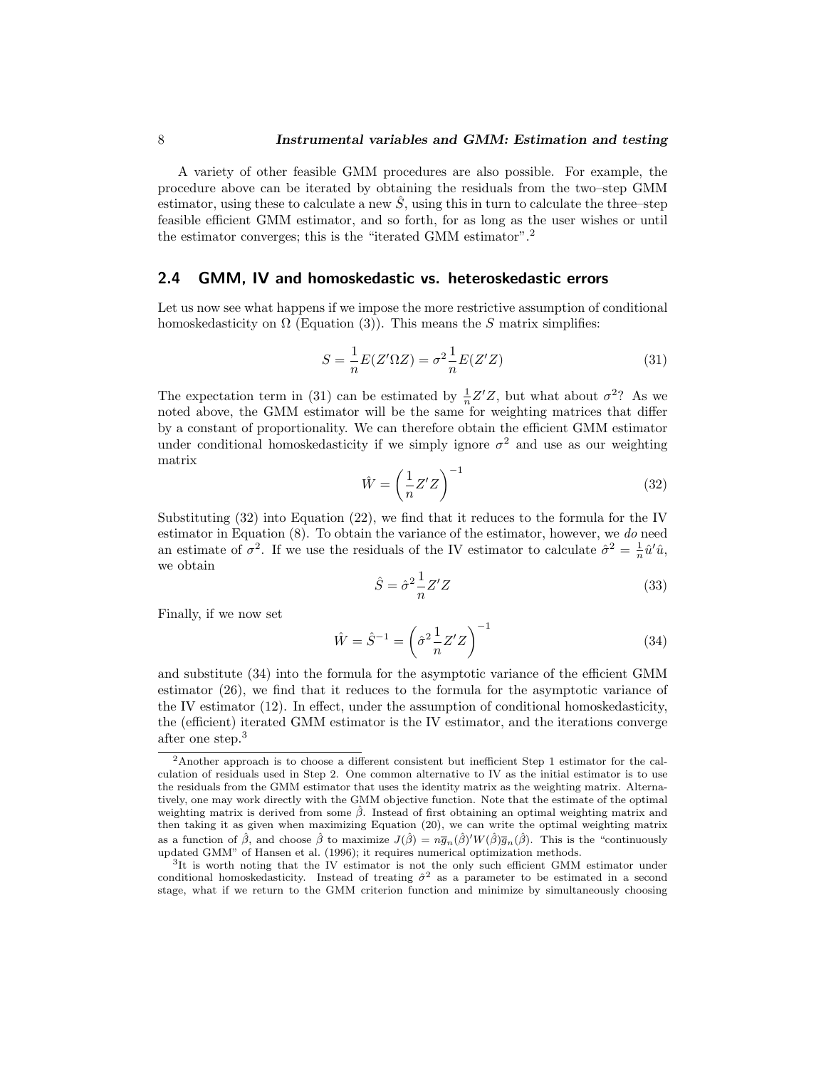A variety of other feasible GMM procedures are also possible. For example, the procedure above can be iterated by obtaining the residuals from the two–step GMM estimator, using these to calculate a new $\hat{S}$, using this in turn to calculate the three–step feasible efficient GMM estimator, and so forth, for as long as the user wishes or until the estimator converges; this is the "iterated GMM estimator".[2]

## 2.4 GMM, IV and homoskedastic vs. heteroskedastic errors

Let us now see what happens if we impose the more restrictive assumption of conditional homoskedasticity on $\Omega$ (Equation (3)). This means the $S$ matrix simplifies:

$$S = \frac{1}{n}E(Z'\Omega Z) = \sigma^2 \frac{1}{n}E(Z'Z) \tag{31}$$

The expectation term in (31) can be estimated by $\frac{1}{n}Z'Z$, but what about $\sigma^2$? As we noted above, the GMM estimator will be the same for weighting matrices that differ by a constant of proportionality. We can therefore obtain the efficient GMM estimator under conditional homoskedasticity if we simply ignore $\sigma^2$ and use as our weighting matrix

$$\hat{W} = \left(\frac{1}{n}Z'Z\right)^{-1} \tag{32}$$

Substituting (32) into Equation (22), we find that it reduces to the formula for the IV estimator in Equation (8). To obtain the variance of the estimator, however, we *do* need an estimate of $\sigma^2$. If we use the residuals of the IV estimator to calculate $\hat{\sigma}^2 = \frac{1}{n}\hat{u}'\hat{u}$, we obtain

$$\hat{S} = \hat{\sigma}^2 \frac{1}{n}Z'Z \tag{33}$$

Finally, if we now set

$$\hat{W} = \hat{S}^{-1} = \left(\hat{\sigma}^2 \frac{1}{n}Z'Z\right)^{-1} \tag{34}$$

and substitute (34) into the formula for the asymptotic variance of the efficient GMM estimator (26), we find that it reduces to the formula for the asymptotic variance of the IV estimator (12). In effect, under the assumption of conditional homoskedasticity, the (efficient) iterated GMM estimator is the IV estimator, and the iterations converge after one step.[3]

---

[2] Another approach is to choose a different consistent but inefficient Step 1 estimator for the calculation of residuals used in Step 2. One common alternative to IV as the initial estimator is to use the residuals from the GMM estimator that uses the identity matrix as the weighting matrix. Alternatively, one may work directly with the GMM objective function. Note that the estimate of the optimal weighting matrix is derived from some $\hat{\beta}$. Instead of first obtaining an optimal weighting matrix and then taking it as given when maximizing Equation (20), we can write the optimal weighting matrix as a function of $\hat{\beta}$, and choose $\hat{\beta}$ to maximize $J(\hat{\beta}) = n\overline{g}_n(\hat{\beta})'W(\hat{\beta})\overline{g}_n(\hat{\beta})$. This is the "continuously updated GMM" of Hansen et al. (1996); it requires numerical optimization methods.

[3] It is worth noting that the IV estimator is not the only such efficient GMM estimator under conditional homoskedasticity. Instead of treating $\hat{\sigma}^2$ as a parameter to be estimated in a second stage, what if we return to the GMM criterion function and minimize by simultaneously choosing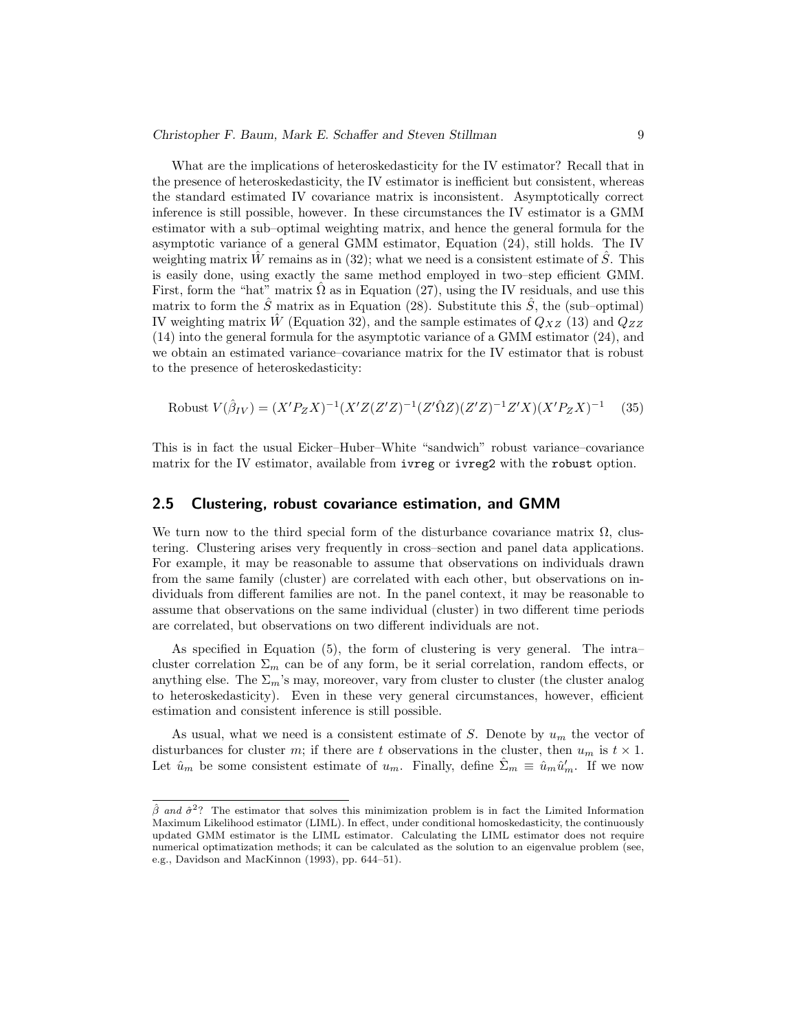What are the implications of heteroskedasticity for the IV estimator? Recall that in the presence of heteroskedasticity, the IV estimator is inefficient but consistent, whereas the standard estimated IV covariance matrix is inconsistent. Asymptotically correct inference is still possible, however. In these circumstances the IV estimator is a GMM estimator with a sub–optimal weighting matrix, and hence the general formula for the asymptotic variance of a general GMM estimator, Equation (24), still holds. The IV weighting matrix $\hat{W}$ remains as in (32); what we need is a consistent estimate of $\hat{S}$. This is easily done, using exactly the same method employed in two–step efficient GMM. First, form the "hat" matrix $\hat{\Omega}$ as in Equation (27), using the IV residuals, and use this matrix to form the $\hat{S}$ matrix as in Equation (28). Substitute this $\hat{S}$, the (sub–optimal) IV weighting matrix $\hat{W}$ (Equation 32), and the sample estimates of $Q_{XZ}$ (13) and $Q_{ZZ}$ (14) into the general formula for the asymptotic variance of a GMM estimator (24), and we obtain an estimated variance–covariance matrix for the IV estimator that is robust to the presence of heteroskedasticity:

$$\text{Robust } V(\hat{\beta}_{IV}) = (X'P_Z X)^{-1}(X'Z(Z'Z)^{-1}(Z'\hat{\Omega}Z)(Z'Z)^{-1}Z'X)(X'P_Z X)^{-1} \quad (35)$$

This is in fact the usual Eicker–Huber–White "sandwich" robust variance–covariance matrix for the IV estimator, available from `ivreg` or `ivreg2` with the `robust` option.

## 2.5 Clustering, robust covariance estimation, and GMM

We turn now to the third special form of the disturbance covariance matrix $\Omega$, clustering. Clustering arises very frequently in cross–section and panel data applications. For example, it may be reasonable to assume that observations on individuals drawn from the same family (cluster) are correlated with each other, but observations on individuals from different families are not. In the panel context, it may be reasonable to assume that observations on the same individual (cluster) in two different time periods are correlated, but observations on two different individuals are not.

As specified in Equation (5), the form of clustering is very general. The intra–cluster correlation $\Sigma_m$ can be of any form, be it serial correlation, random effects, or anything else. The $\Sigma_m$'s may, moreover, vary from cluster to cluster (the cluster analog to heteroskedasticity). Even in these very general circumstances, however, efficient estimation and consistent inference is still possible.

As usual, what we need is a consistent estimate of $S$. Denote by $u_m$ the vector of disturbances for cluster $m$; if there are $t$ observations in the cluster, then $u_m$ is $t \times 1$. Let $\hat{u}_m$ be some consistent estimate of $u_m$. Finally, define $\hat{\Sigma}_m \equiv \hat{u}_m \hat{u}_m'$. If we now

---

$\hat{\beta}$ *and* $\hat{\sigma}^2$? The estimator that solves this minimization problem is in fact the Limited Information Maximum Likelihood estimator (LIML). In effect, under conditional homoskedasticity, the continuously updated GMM estimator is the LIML estimator. Calculating the LIML estimator does not require numerical optimatization methods; it can be calculated as the solution to an eigenvalue problem (see, e.g., Davidson and MacKinnon (1993), pp. 644–51).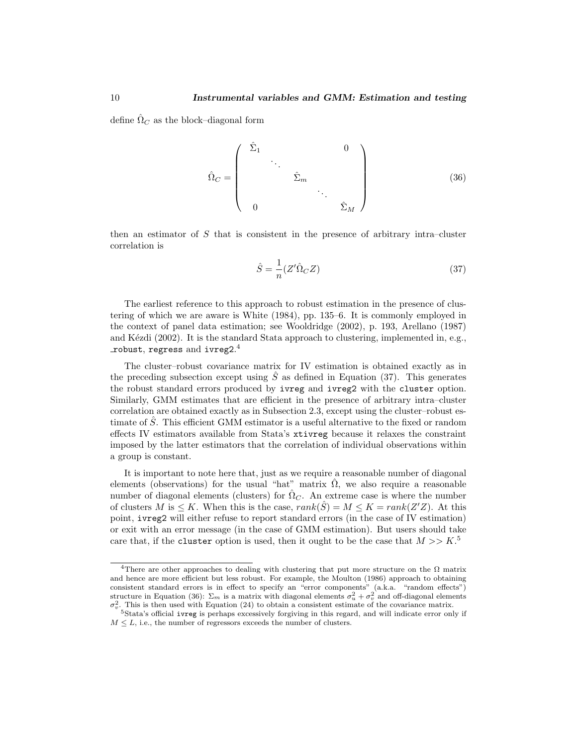define $\hat{\Omega}_C$ as the block–diagonal form

$$\hat{\Omega}_C = \begin{pmatrix} \hat{\Sigma}_1 & & & & 0 \\ & \ddots & & & \\ & & \hat{\Sigma}_m & & \\ & & & \ddots & \\ 0 & & & & \hat{\Sigma}_M \end{pmatrix} \tag{36}$$

then an estimator of $S$ that is consistent in the presence of arbitrary intra–cluster correlation is

$$\hat{S} = \frac{1}{n}(Z'\hat{\Omega}_C Z) \tag{37}$$

The earliest reference to this approach to robust estimation in the presence of clustering of which we are aware is White (1984), pp. 135–6. It is commonly employed in the context of panel data estimation; see Wooldridge (2002), p. 193, Arellano (1987) and Kézdi (2002). It is the standard Stata approach to clustering, implemented in, e.g., `_robust`, `regress` and `ivreg2`.[4]

The cluster–robust covariance matrix for IV estimation is obtained exactly as in the preceding subsection except using $\hat{S}$ as defined in Equation (37). This generates the robust standard errors produced by `ivreg` and `ivreg2` with the `cluster` option. Similarly, GMM estimates that are efficient in the presence of arbitrary intra–cluster correlation are obtained exactly as in Subsection 2.3, except using the cluster–robust estimate of $\hat{S}$. This efficient GMM estimator is a useful alternative to the fixed or random effects IV estimators available from Stata's `xtivreg` because it relaxes the constraint imposed by the latter estimators that the correlation of individual observations within a group is constant.

It is important to note here that, just as we require a reasonable number of diagonal elements (observations) for the usual "hat" matrix $\hat{\Omega}$, we also require a reasonable number of diagonal elements (clusters) for $\hat{\Omega}_C$. An extreme case is where the number of clusters $M$ is $\leq K$. When this is the case, $rank(\hat{S}) = M \leq K = rank(Z'Z)$. At this point, `ivreg2` will either refuse to report standard errors (in the case of IV estimation) or exit with an error message (in the case of GMM estimation). But users should take care that, if the `cluster` option is used, then it ought to be the case that $M >> K$.[5]

[4] There are other approaches to dealing with clustering that put more structure on the $\Omega$ matrix and hence are more efficient but less robust. For example, the Moulton (1986) approach to obtaining consistent standard errors is in effect to specify an "error components" (a.k.a. "random effects") structure in Equation (36): $\Sigma_m$ is a matrix with diagonal elements $\sigma_u^2 + \sigma_v^2$ and off-diagonal elements $\sigma_v^2$. This is then used with Equation (24) to obtain a consistent estimate of the covariance matrix.

[5] Stata's official `ivreg` is perhaps excessively forgiving in this regard, and will indicate error only if $M \leq L$, i.e., the number of regressors exceeds the number of clusters.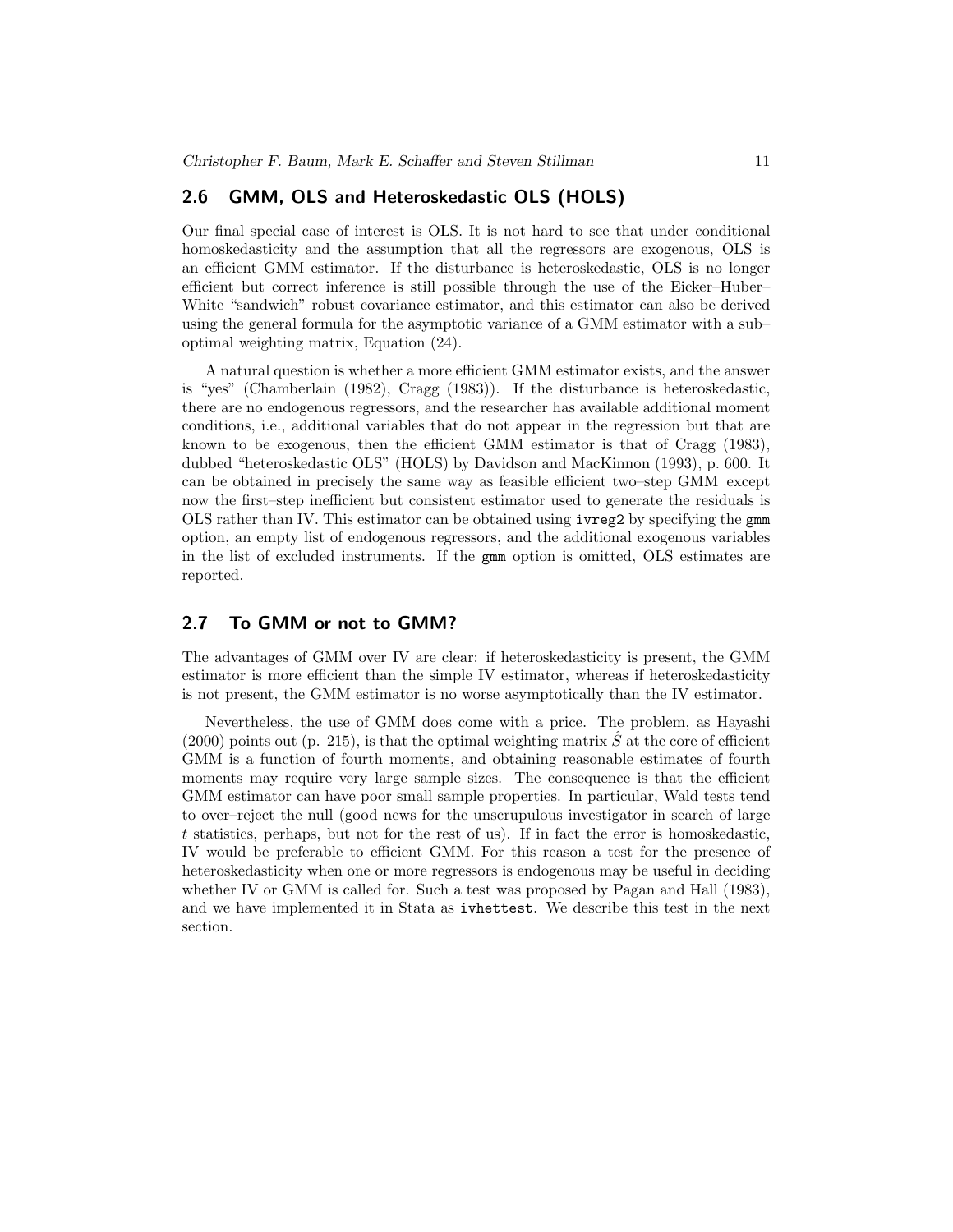## 2.6 GMM, OLS and Heteroskedastic OLS (HOLS)

Our final special case of interest is OLS. It is not hard to see that under conditional homoskedasticity and the assumption that all the regressors are exogenous, OLS is an efficient GMM estimator. If the disturbance is heteroskedastic, OLS is no longer efficient but correct inference is still possible through the use of the Eicker–Huber–White "sandwich" robust covariance estimator, and this estimator can also be derived using the general formula for the asymptotic variance of a GMM estimator with a sub–optimal weighting matrix, Equation (24).

A natural question is whether a more efficient GMM estimator exists, and the answer is "yes" (Chamberlain (1982), Cragg (1983)). If the disturbance is heteroskedastic, there are no endogenous regressors, and the researcher has available additional moment conditions, i.e., additional variables that do not appear in the regression but that are known to be exogenous, then the efficient GMM estimator is that of Cragg (1983), dubbed "heteroskedastic OLS" (HOLS) by Davidson and MacKinnon (1993), p. 600. It can be obtained in precisely the same way as feasible efficient two–step GMM except now the first–step inefficient but consistent estimator used to generate the residuals is OLS rather than IV. This estimator can be obtained using `ivreg2` by specifying the `gmm` option, an empty list of endogenous regressors, and the additional exogenous variables in the list of excluded instruments. If the `gmm` option is omitted, OLS estimates are reported.

## 2.7 To GMM or not to GMM?

The advantages of GMM over IV are clear: if heteroskedasticity is present, the GMM estimator is more efficient than the simple IV estimator, whereas if heteroskedasticity is not present, the GMM estimator is no worse asymptotically than the IV estimator.

Nevertheless, the use of GMM does come with a price. The problem, as Hayashi (2000) points out (p. 215), is that the optimal weighting matrix $\hat{S}$ at the core of efficient GMM is a function of fourth moments, and obtaining reasonable estimates of fourth moments may require very large sample sizes. The consequence is that the efficient GMM estimator can have poor small sample properties. In particular, Wald tests tend to over–reject the null (good news for the unscrupulous investigator in search of large $t$ statistics, perhaps, but not for the rest of us). If in fact the error is homoskedastic, IV would be preferable to efficient GMM. For this reason a test for the presence of heteroskedasticity when one or more regressors is endogenous may be useful in deciding whether IV or GMM is called for. Such a test was proposed by Pagan and Hall (1983), and we have implemented it in Stata as `ivhettest`. We describe this test in the next section.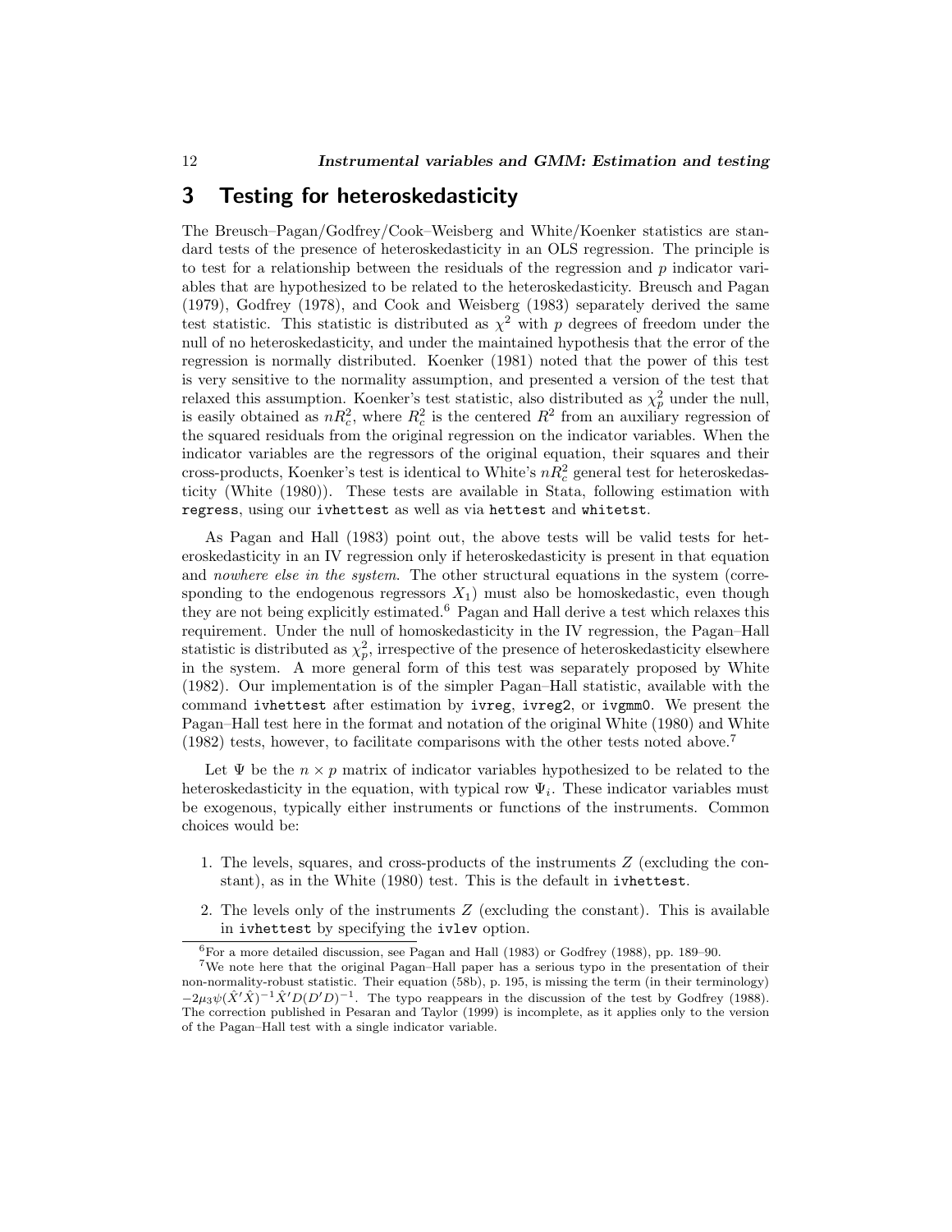# 3 Testing for heteroskedasticity

The Breusch–Pagan/Godfrey/Cook–Weisberg and White/Koenker statistics are standard tests of the presence of heteroskedasticity in an OLS regression. The principle is to test for a relationship between the residuals of the regression and $p$ indicator variables that are hypothesized to be related to the heteroskedasticity. Breusch and Pagan (1979), Godfrey (1978), and Cook and Weisberg (1983) separately derived the same test statistic. This statistic is distributed as $\chi^2$ with $p$ degrees of freedom under the null of no heteroskedasticity, and under the maintained hypothesis that the error of the regression is normally distributed. Koenker (1981) noted that the power of this test is very sensitive to the normality assumption, and presented a version of the test that relaxed this assumption. Koenker's test statistic, also distributed as $\chi^2_p$ under the null, is easily obtained as $nR^2_c$, where $R^2_c$ is the centered $R^2$ from an auxiliary regression of the squared residuals from the original regression on the indicator variables. When the indicator variables are the regressors of the original equation, their squares and their cross-products, Koenker's test is identical to White's $nR^2_c$ general test for heteroskedasticity (White (1980)). These tests are available in Stata, following estimation with `regress`, using our `ivhettest` as well as via `hettest` and `whitetst`.

As Pagan and Hall (1983) point out, the above tests will be valid tests for heteroskedasticity in an IV regression only if heteroskedasticity is present in that equation and *nowhere else in the system*. The other structural equations in the system (corresponding to the endogenous regressors $X_1$) must also be homoskedastic, even though they are not being explicitly estimated.[6] Pagan and Hall derive a test which relaxes this requirement. Under the null of homoskedasticity in the IV regression, the Pagan–Hall statistic is distributed as $\chi^2_p$, irrespective of the presence of heteroskedasticity elsewhere in the system. A more general form of this test was separately proposed by White (1982). Our implementation is of the simpler Pagan–Hall statistic, available with the command `ivhettest` after estimation by `ivreg`, `ivreg2`, or `ivgmm0`. We present the Pagan–Hall test here in the format and notation of the original White (1980) and White (1982) tests, however, to facilitate comparisons with the other tests noted above.[7]

Let $\Psi$ be the $n \times p$ matrix of indicator variables hypothesized to be related to the heteroskedasticity in the equation, with typical row $\Psi_i$. These indicator variables must be exogenous, typically either instruments or functions of the instruments. Common choices would be:

1. The levels, squares, and cross-products of the instruments $Z$ (excluding the constant), as in the White (1980) test. This is the default in `ivhettest`.
2. The levels only of the instruments $Z$ (excluding the constant). This is available in `ivhettest` by specifying the `ivlev` option.

[6] For a more detailed discussion, see Pagan and Hall (1983) or Godfrey (1988), pp. 189–90.

[7] We note here that the original Pagan–Hall paper has a serious typo in the presentation of their non-normality-robust statistic. Their equation (58b), p. 195, is missing the term (in their terminology) $-2\mu_3\psi(\hat{X}'\hat{X})^{-1}\hat{X}'D(D'D)^{-1}$. The typo reappears in the discussion of the test by Godfrey (1988). The correction published in Pesaran and Taylor (1999) is incomplete, as it applies only to the version of the Pagan–Hall test with a single indicator variable.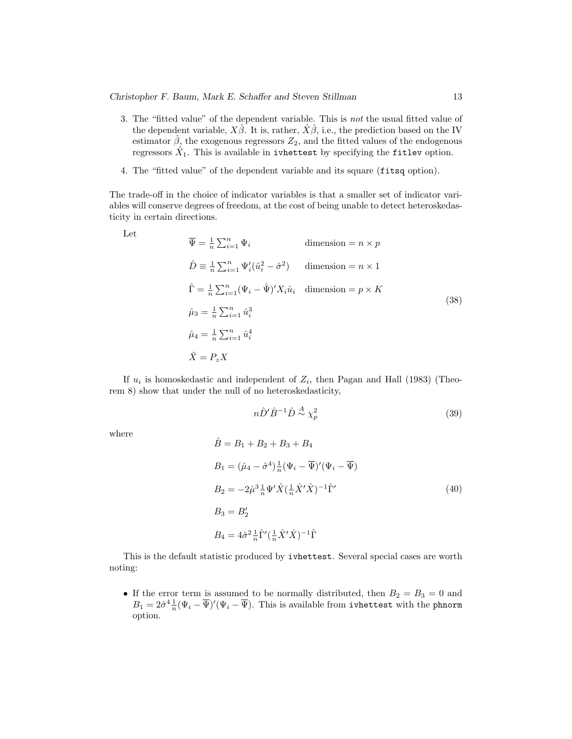3. The "fitted value" of the dependent variable. This is *not* the usual fitted value of the dependent variable, $X\hat{\beta}$. It is, rather, $\hat{X}\hat{\beta}$, i.e., the prediction based on the IV estimator $\hat{\beta}$, the exogenous regressors $Z_2$, and the fitted values of the endogenous regressors $\hat{X}_1$. This is available in `ivhettest` by specifying the `fitlev` option.

4. The "fitted value" of the dependent variable and its square (`fitsq` option).

The trade-off in the choice of indicator variables is that a smaller set of indicator variables will conserve degrees of freedom, at the cost of being unable to detect heteroskedasticity in certain directions.

Let

$$
\begin{aligned}
&\overline{\Psi} = \tfrac{1}{n}\textstyle\sum_{i=1}^{n} \Psi_i && \text{dimension} = n \times p \\
&\hat{D} \equiv \tfrac{1}{n}\textstyle\sum_{i=1}^{n} \Psi_i'(\hat{u}_i^2 - \hat{\sigma}^2) && \text{dimension} = n \times 1 \\
&\hat{\Gamma} = \tfrac{1}{n}\textstyle\sum_{i=1}^{n} (\Psi_i - \hat{\Psi})' X_i \hat{u}_i && \text{dimension} = p \times K \\
&\hat{\mu}_3 = \tfrac{1}{n}\textstyle\sum_{i=1}^{n} \hat{u}_i^3 \\
&\hat{\mu}_4 = \tfrac{1}{n}\textstyle\sum_{i=1}^{n} \hat{u}_i^4 \\
&\hat{X} = P_z X
\end{aligned}
\tag{38}
$$

If $u_i$ is homoskedastic and independent of $Z_i$, then Pagan and Hall (1983) (Theorem 8) show that under the null of no heteroskedasticity,

$$
n\hat{D}'\hat{B}^{-1}\hat{D} \overset{A}{\sim} \chi_p^2 \tag{39}
$$

where

$$
\begin{aligned}
&\hat{B} = B_1 + B_2 + B_3 + B_4 \\
&B_1 = (\hat{\mu}_4 - \hat{\sigma}^4)\tfrac{1}{n}(\Psi_i - \overline{\Psi})'(\Psi_i - \overline{\Psi}) \\
&B_2 = -2\hat{\mu}^3 \tfrac{1}{n}\Psi'\hat{X}(\tfrac{1}{n}\hat{X}'\hat{X})^{-1}\hat{\Gamma}' \\
&B_3 = B_2' \\
&B_4 = 4\hat{\sigma}^2 \tfrac{1}{n}\hat{\Gamma}'(\tfrac{1}{n}\hat{X}'\hat{X})^{-1}\hat{\Gamma}
\end{aligned}
\tag{40}
$$

This is the default statistic produced by `ivhettest`. Several special cases are worth noting:

- If the error term is assumed to be normally distributed, then $B_2 = B_3 = 0$ and $B_1 = 2\hat{\sigma}^4 \frac{1}{n}(\Psi_i - \overline{\Psi})'(\Psi_i - \overline{\Psi})$. This is available from `ivhettest` with the `phnorm` option.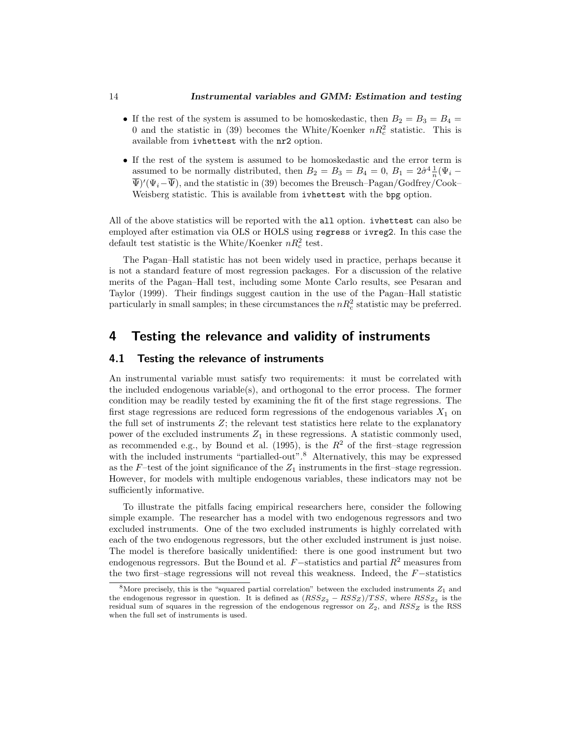- If the rest of the system is assumed to be homoskedastic, then $B_2 = B_3 = B_4 = 0$ and the statistic in (39) becomes the White/Koenker $nR_c^2$ statistic. This is available from `ivhettest` with the `nr2` option.

- If the rest of the system is assumed to be homoskedastic and the error term is assumed to be normally distributed, then $B_2 = B_3 = B_4 = 0$, $B_1 = 2\hat{\sigma}^4 \frac{1}{n}(\Psi_i - \overline{\Psi})'(\Psi_i - \overline{\Psi})$, and the statistic in (39) becomes the Breusch–Pagan/Godfrey/Cook–Weisberg statistic. This is available from `ivhettest` with the `bpg` option.

All of the above statistics will be reported with the `all` option. `ivhettest` can also be employed after estimation via OLS or HOLS using `regress` or `ivreg2`. In this case the default test statistic is the White/Koenker $nR_c^2$ test.

The Pagan–Hall statistic has not been widely used in practice, perhaps because it is not a standard feature of most regression packages. For a discussion of the relative merits of the Pagan–Hall test, including some Monte Carlo results, see Pesaran and Taylor (1999). Their findings suggest caution in the use of the Pagan–Hall statistic particularly in small samples; in these circumstances the $nR_c^2$ statistic may be preferred.

# 4 Testing the relevance and validity of instruments

## 4.1 Testing the relevance of instruments

An instrumental variable must satisfy two requirements: it must be correlated with the included endogenous variable(s), and orthogonal to the error process. The former condition may be readily tested by examining the fit of the first stage regressions. The first stage regressions are reduced form regressions of the endogenous variables $X_1$ on the full set of instruments $Z$; the relevant test statistics here relate to the explanatory power of the excluded instruments $Z_1$ in these regressions. A statistic commonly used, as recommended e.g., by Bound et al. (1995), is the $R^2$ of the first–stage regression with the included instruments "partialled-out".[8] Alternatively, this may be expressed as the $F$–test of the joint significance of the $Z_1$ instruments in the first–stage regression. However, for models with multiple endogenous variables, these indicators may not be sufficiently informative.

To illustrate the pitfalls facing empirical researchers here, consider the following simple example. The researcher has a model with two endogenous regressors and two excluded instruments. One of the two excluded instruments is highly correlated with each of the two endogenous regressors, but the other excluded instrument is just noise. The model is therefore basically unidentified: there is one good instrument but two endogenous regressors. But the Bound et al. $F-$statistics and partial $R^2$ measures from the two first–stage regressions will not reveal this weakness. Indeed, the $F-$statistics

[8] More precisely, this is the "squared partial correlation" between the excluded instruments $Z_1$ and the endogenous regressor in question. It is defined as $(RSS_{Z_2} - RSS_Z)/TSS$, where $RSS_{Z_2}$ is the residual sum of squares in the regression of the endogenous regressor on $Z_2$, and $RSS_Z$ is the RSS when the full set of instruments is used.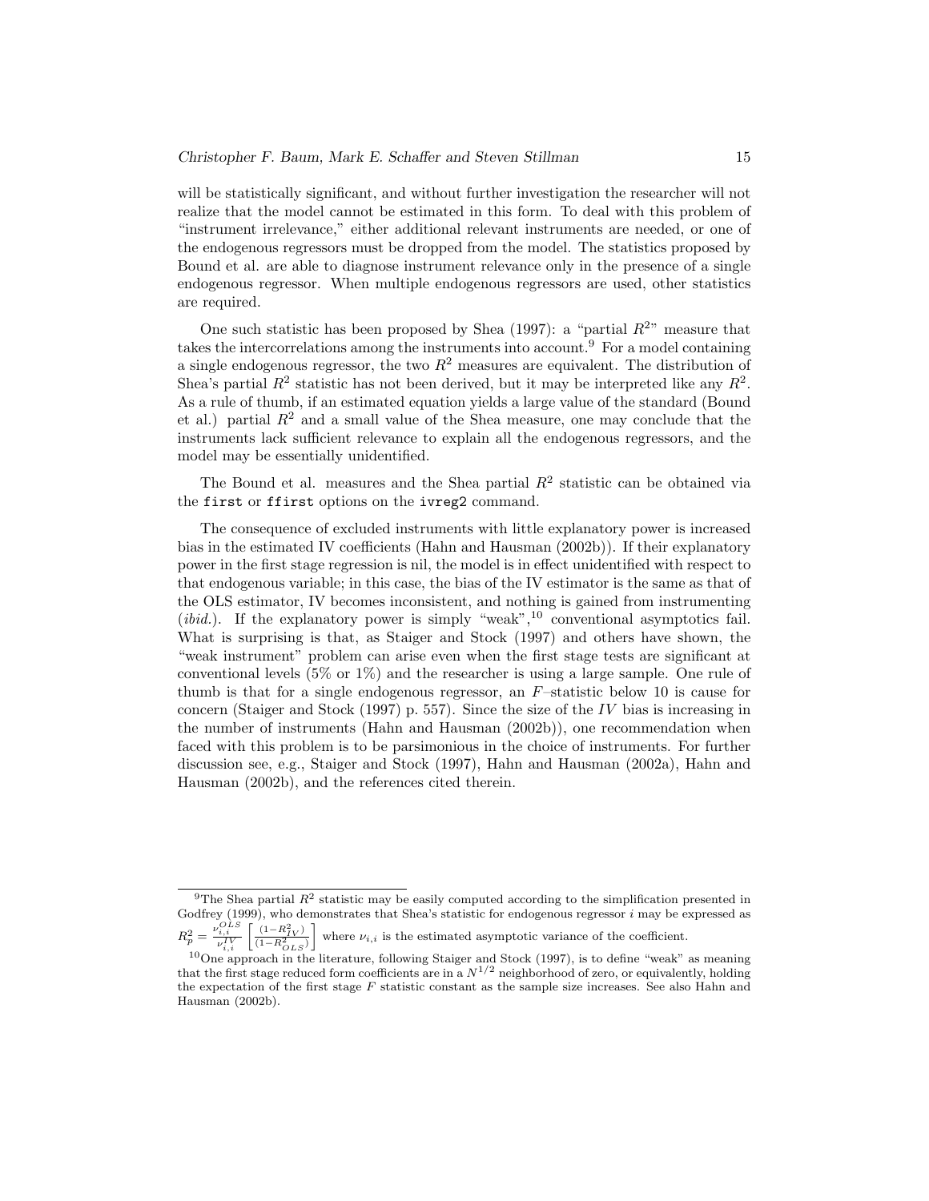will be statistically significant, and without further investigation the researcher will not realize that the model cannot be estimated in this form. To deal with this problem of "instrument irrelevance," either additional relevant instruments are needed, or one of the endogenous regressors must be dropped from the model. The statistics proposed by Bound et al. are able to diagnose instrument relevance only in the presence of a single endogenous regressor. When multiple endogenous regressors are used, other statistics are required.

One such statistic has been proposed by Shea (1997): a "partial $R^2$" measure that takes the intercorrelations among the instruments into account.[9] For a model containing a single endogenous regressor, the two $R^2$ measures are equivalent. The distribution of Shea's partial $R^2$ statistic has not been derived, but it may be interpreted like any $R^2$. As a rule of thumb, if an estimated equation yields a large value of the standard (Bound et al.) partial $R^2$ and a small value of the Shea measure, one may conclude that the instruments lack sufficient relevance to explain all the endogenous regressors, and the model may be essentially unidentified.

The Bound et al. measures and the Shea partial $R^2$ statistic can be obtained via the `first` or `ffirst` options on the `ivreg2` command.

The consequence of excluded instruments with little explanatory power is increased bias in the estimated IV coefficients (Hahn and Hausman (2002b)). If their explanatory power in the first stage regression is nil, the model is in effect unidentified with respect to that endogenous variable; in this case, the bias of the IV estimator is the same as that of the OLS estimator, IV becomes inconsistent, and nothing is gained from instrumenting (*ibid.*). If the explanatory power is simply "weak",[10] conventional asymptotics fail. What is surprising is that, as Staiger and Stock (1997) and others have shown, the "weak instrument" problem can arise even when the first stage tests are significant at conventional levels (5% or 1%) and the researcher is using a large sample. One rule of thumb is that for a single endogenous regressor, an $F$–statistic below 10 is cause for concern (Staiger and Stock (1997) p. 557). Since the size of the $IV$ bias is increasing in the number of instruments (Hahn and Hausman (2002b)), one recommendation when faced with this problem is to be parsimonious in the choice of instruments. For further discussion see, e.g., Staiger and Stock (1997), Hahn and Hausman (2002a), Hahn and Hausman (2002b), and the references cited therein.

---

[9] The Shea partial $R^2$ statistic may be easily computed according to the simplification presented in Godfrey (1999), who demonstrates that Shea's statistic for endogenous regressor $i$ may be expressed as $R_p^2 = \frac{\nu_{i,i}^{OLS}}{\nu_{i,i}^{IV}} \left[ \frac{(1-R_{IV}^2)}{(1-R_{OLS}^2)} \right]$ where $\nu_{i,i}$ is the estimated asymptotic variance of the coefficient.

[10] One approach in the literature, following Staiger and Stock (1997), is to define "weak" as meaning that the first stage reduced form coefficients are in a $N^{1/2}$ neighborhood of zero, or equivalently, holding the expectation of the first stage $F$ statistic constant as the sample size increases. See also Hahn and Hausman (2002b).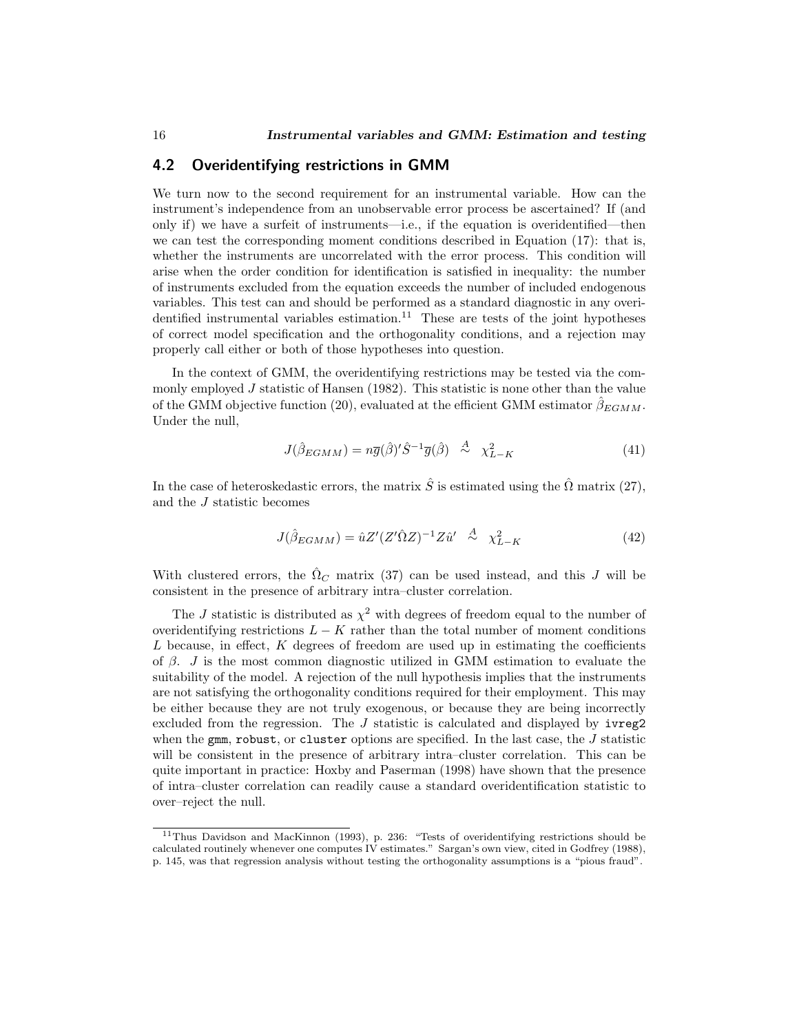## 4.2 Overidentifying restrictions in GMM

We turn now to the second requirement for an instrumental variable. How can the instrument's independence from an unobservable error process be ascertained? If (and only if) we have a surfeit of instruments—i.e., if the equation is overidentified—then we can test the corresponding moment conditions described in Equation (17): that is, whether the instruments are uncorrelated with the error process. This condition will arise when the order condition for identification is satisfied in inequality: the number of instruments excluded from the equation exceeds the number of included endogenous variables. This test can and should be performed as a standard diagnostic in any overidentified instrumental variables estimation.[11] These are tests of the joint hypotheses of correct model specification and the orthogonality conditions, and a rejection may properly call either or both of those hypotheses into question.

In the context of GMM, the overidentifying restrictions may be tested via the commonly employed $J$ statistic of Hansen (1982). This statistic is none other than the value of the GMM objective function (20), evaluated at the efficient GMM estimator $\hat{\beta}_{EGMM}$. Under the null,

$$J(\hat{\beta}_{EGMM}) = n\overline{g}(\hat{\beta})'\hat{S}^{-1}\overline{g}(\hat{\beta}) \overset{A}{\sim} \chi^2_{L-K} \tag{41}$$

In the case of heteroskedastic errors, the matrix $\hat{S}$ is estimated using the $\hat{\Omega}$ matrix (27), and the $J$ statistic becomes

$$J(\hat{\beta}_{EGMM}) = \hat{u}Z'(Z'\hat{\Omega}Z)^{-1}Z\hat{u}' \overset{A}{\sim} \chi^2_{L-K} \tag{42}$$

With clustered errors, the $\hat{\Omega}_C$ matrix (37) can be used instead, and this $J$ will be consistent in the presence of arbitrary intra–cluster correlation.

The $J$ statistic is distributed as $\chi^2$ with degrees of freedom equal to the number of overidentifying restrictions $L - K$ rather than the total number of moment conditions $L$ because, in effect, $K$ degrees of freedom are used up in estimating the coefficients of $\beta$. $J$ is the most common diagnostic utilized in GMM estimation to evaluate the suitability of the model. A rejection of the null hypothesis implies that the instruments are not satisfying the orthogonality conditions required for their employment. This may be either because they are not truly exogenous, or because they are being incorrectly excluded from the regression. The $J$ statistic is calculated and displayed by `ivreg2` when the `gmm`, `robust`, or `cluster` options are specified. In the last case, the $J$ statistic will be consistent in the presence of arbitrary intra–cluster correlation. This can be quite important in practice: Hoxby and Paserman (1998) have shown that the presence of intra–cluster correlation can readily cause a standard overidentification statistic to over–reject the null.

[11] Thus Davidson and MacKinnon (1993), p. 236: "Tests of overidentifying restrictions should be calculated routinely whenever one computes IV estimates." Sargan's own view, cited in Godfrey (1988), p. 145, was that regression analysis without testing the orthogonality assumptions is a "pious fraud".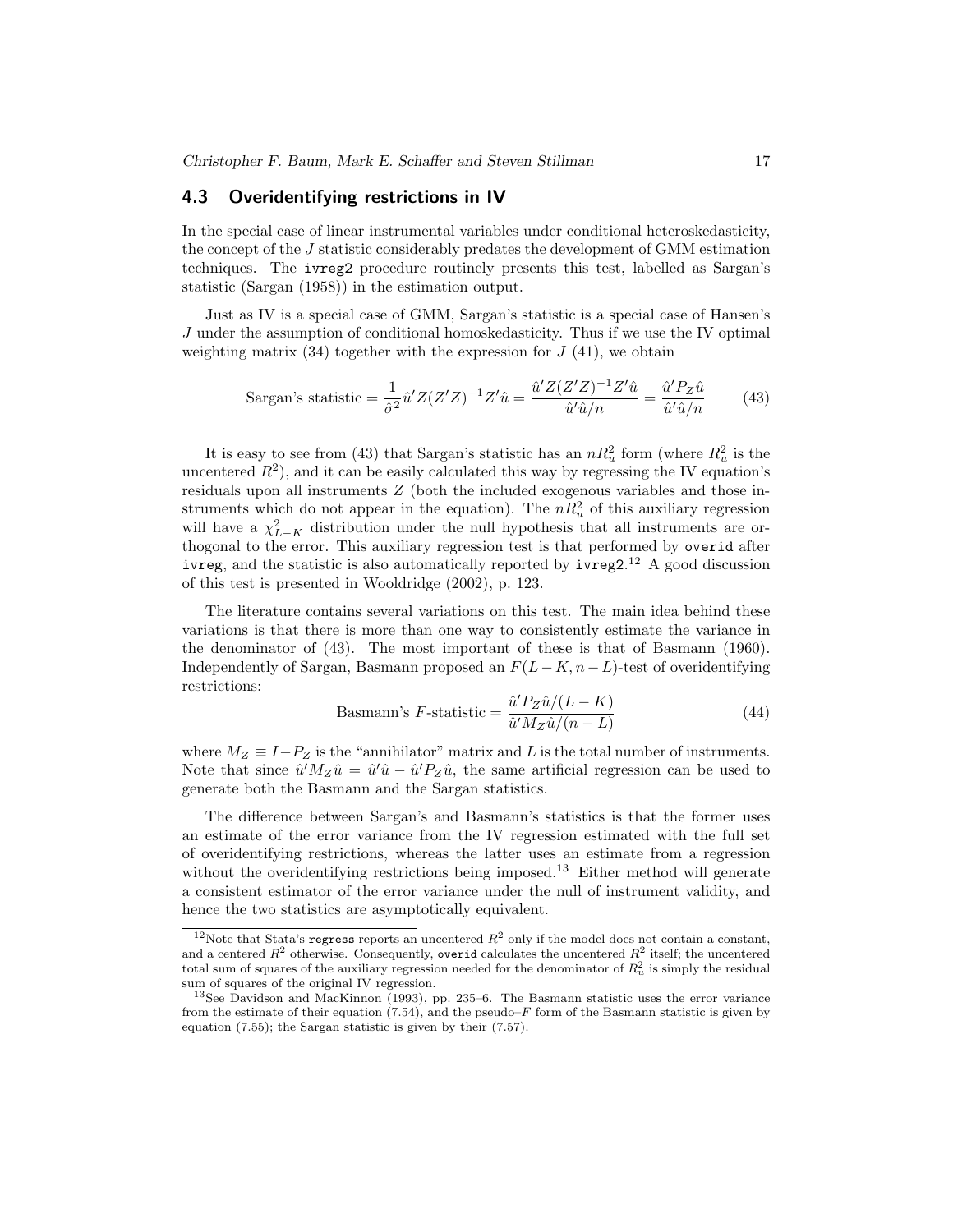### 4.3 Overidentifying restrictions in IV

In the special case of linear instrumental variables under conditional heteroskedasticity, the concept of the $J$ statistic considerably predates the development of GMM estimation techniques. The `ivreg2` procedure routinely presents this test, labelled as Sargan's statistic (Sargan (1958)) in the estimation output.

Just as IV is a special case of GMM, Sargan's statistic is a special case of Hansen's $J$ under the assumption of conditional homoskedasticity. Thus if we use the IV optimal weighting matrix (34) together with the expression for $J$ (41), we obtain

$$\text{Sargan's statistic} = \frac{1}{\hat{\sigma}^2}\hat{u}'Z(Z'Z)^{-1}Z'\hat{u} = \frac{\hat{u}'Z(Z'Z)^{-1}Z'\hat{u}}{\hat{u}'\hat{u}/n} = \frac{\hat{u}'P_Z\hat{u}}{\hat{u}'\hat{u}/n} \qquad (43)$$

It is easy to see from (43) that Sargan's statistic has an $nR_u^2$ form (where $R_u^2$ is the uncentered $R^2$), and it can be easily calculated this way by regressing the IV equation's residuals upon all instruments $Z$ (both the included exogenous variables and those instruments which do not appear in the equation). The $nR_u^2$ of this auxiliary regression will have a $\chi^2_{L-K}$ distribution under the null hypothesis that all instruments are orthogonal to the error. This auxiliary regression test is that performed by `overid` after `ivreg`, and the statistic is also automatically reported by `ivreg2`.[12] A good discussion of this test is presented in Wooldridge (2002), p. 123.

The literature contains several variations on this test. The main idea behind these variations is that there is more than one way to consistently estimate the variance in the denominator of (43). The most important of these is that of Basmann (1960). Independently of Sargan, Basmann proposed an $F(L-K, n-L)$-test of overidentifying restrictions:

$$\text{Basmann's } F\text{-statistic} = \frac{\hat{u}'P_Z\hat{u}/(L-K)}{\hat{u}'M_Z\hat{u}/(n-L)} \qquad (44)$$

where $M_Z \equiv I - P_Z$ is the "annihilator" matrix and $L$ is the total number of instruments. Note that since $\hat{u}'M_Z\hat{u} = \hat{u}'\hat{u} - \hat{u}'P_Z\hat{u}$, the same artificial regression can be used to generate both the Basmann and the Sargan statistics.

The difference between Sargan's and Basmann's statistics is that the former uses an estimate of the error variance from the IV regression estimated with the full set of overidentifying restrictions, whereas the latter uses an estimate from a regression without the overidentifying restrictions being imposed.[13] Either method will generate a consistent estimator of the error variance under the null of instrument validity, and hence the two statistics are asymptotically equivalent.

---

[12] Note that Stata's `regress` reports an uncentered $R^2$ only if the model does not contain a constant, and a centered $R^2$ otherwise. Consequently, `overid` calculates the uncentered $R^2$ itself; the uncentered total sum of squares of the auxiliary regression needed for the denominator of $R_u^2$ is simply the residual sum of squares of the original IV regression.

[13] See Davidson and MacKinnon (1993), pp. 235–6. The Basmann statistic uses the error variance from the estimate of their equation (7.54), and the pseudo–$F$ form of the Basmann statistic is given by equation (7.55); the Sargan statistic is given by their (7.57).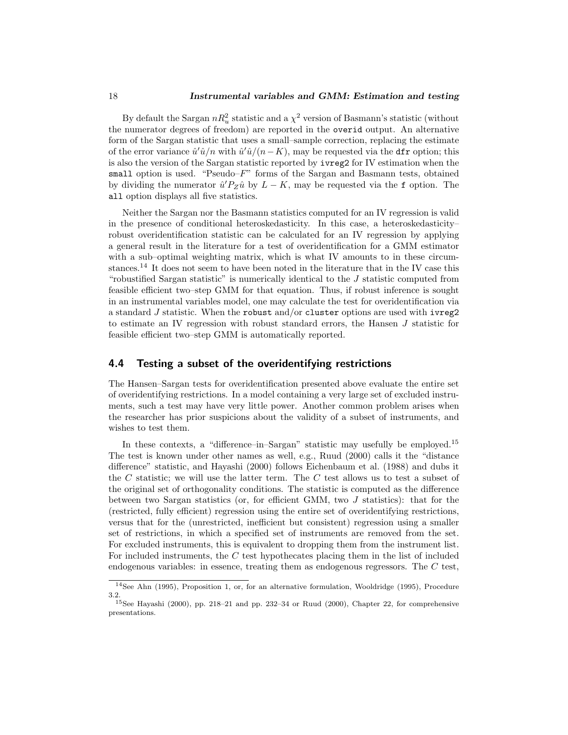By default the Sargan $nR_u^2$ statistic and a $\chi^2$ version of Basmann's statistic (without the numerator degrees of freedom) are reported in the `overid` output. An alternative form of the Sargan statistic that uses a small–sample correction, replacing the estimate of the error variance $\hat{u}'\hat{u}/n$ with $\hat{u}'\hat{u}/(n-K)$, may be requested via the `dfr` option; this is also the version of the Sargan statistic reported by `ivreg2` for IV estimation when the `small` option is used. "Pseudo–$F$" forms of the Sargan and Basmann tests, obtained by dividing the numerator $\hat{u}'P_Z\hat{u}$ by $L-K$, may be requested via the `f` option. The `all` option displays all five statistics.

Neither the Sargan nor the Basmann statistics computed for an IV regression is valid in the presence of conditional heteroskedasticity. In this case, a heteroskedasticity–robust overidentification statistic can be calculated for an IV regression by applying a general result in the literature for a test of overidentification for a GMM estimator with a sub–optimal weighting matrix, which is what IV amounts to in these circumstances.[14] It does not seem to have been noted in the literature that in the IV case this "robustified Sargan statistic" is numerically identical to the $J$ statistic computed from feasible efficient two–step GMM for that equation. Thus, if robust inference is sought in an instrumental variables model, one may calculate the test for overidentification via a standard $J$ statistic. When the `robust` and/or `cluster` options are used with `ivreg2` to estimate an IV regression with robust standard errors, the Hansen $J$ statistic for feasible efficient two–step GMM is automatically reported.

## 4.4 Testing a subset of the overidentifying restrictions

The Hansen–Sargan tests for overidentification presented above evaluate the entire set of overidentifying restrictions. In a model containing a very large set of excluded instruments, such a test may have very little power. Another common problem arises when the researcher has prior suspicions about the validity of a subset of instruments, and wishes to test them.

In these contexts, a "difference–in–Sargan" statistic may usefully be employed.[15] The test is known under other names as well, e.g., Ruud (2000) calls it the "distance difference" statistic, and Hayashi (2000) follows Eichenbaum et al. (1988) and dubs it the $C$ statistic; we will use the latter term. The $C$ test allows us to test a subset of the original set of orthogonality conditions. The statistic is computed as the difference between two Sargan statistics (or, for efficient GMM, two $J$ statistics): that for the (restricted, fully efficient) regression using the entire set of overidentifying restrictions, versus that for the (unrestricted, inefficient but consistent) regression using a smaller set of restrictions, in which a specified set of instruments are removed from the set. For excluded instruments, this is equivalent to dropping them from the instrument list. For included instruments, the $C$ test hypothecates placing them in the list of included endogenous variables: in essence, treating them as endogenous regressors. The $C$ test,

[14] See Ahn (1995), Proposition 1, or, for an alternative formulation, Wooldridge (1995), Procedure 3.2.

[15] See Hayashi (2000), pp. 218–21 and pp. 232–34 or Ruud (2000), Chapter 22, for comprehensive presentations.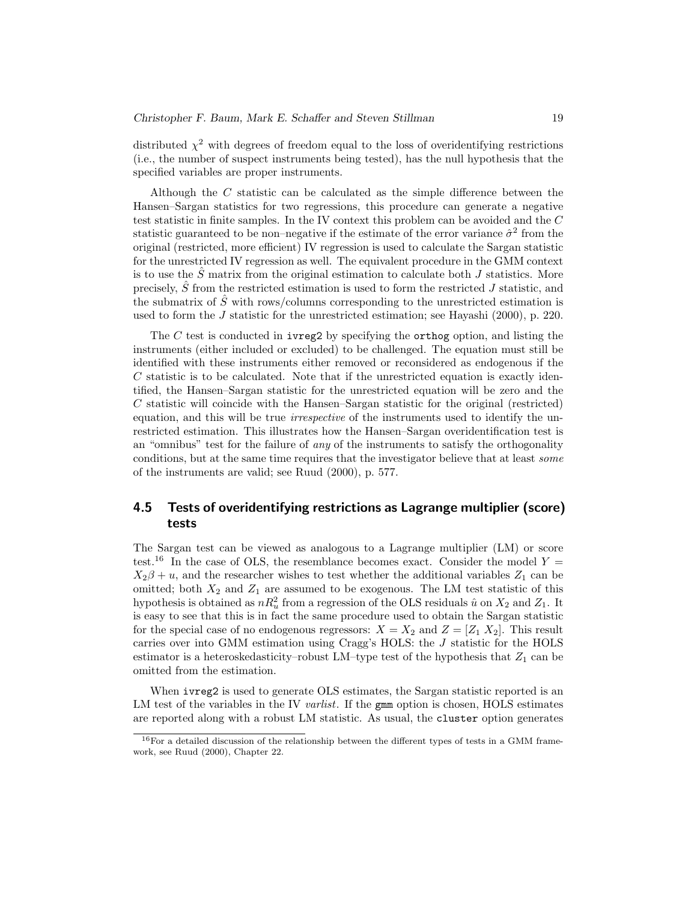distributed $\chi^2$ with degrees of freedom equal to the loss of overidentifying restrictions (i.e., the number of suspect instruments being tested), has the null hypothesis that the specified variables are proper instruments.

Although the $C$ statistic can be calculated as the simple difference between the Hansen–Sargan statistics for two regressions, this procedure can generate a negative test statistic in finite samples. In the IV context this problem can be avoided and the $C$ statistic guaranteed to be non–negative if the estimate of the error variance $\hat{\sigma}^2$ from the original (restricted, more efficient) IV regression is used to calculate the Sargan statistic for the unrestricted IV regression as well. The equivalent procedure in the GMM context is to use the $\hat{S}$ matrix from the original estimation to calculate both $J$ statistics. More precisely, $\hat{S}$ from the restricted estimation is used to form the restricted $J$ statistic, and the submatrix of $\hat{S}$ with rows/columns corresponding to the unrestricted estimation is used to form the $J$ statistic for the unrestricted estimation; see Hayashi (2000), p. 220.

The $C$ test is conducted in `ivreg2` by specifying the `orthog` option, and listing the instruments (either included or excluded) to be challenged. The equation must still be identified with these instruments either removed or reconsidered as endogenous if the $C$ statistic is to be calculated. Note that if the unrestricted equation is exactly identified, the Hansen–Sargan statistic for the unrestricted equation will be zero and the $C$ statistic will coincide with the Hansen–Sargan statistic for the original (restricted) equation, and this will be true *irrespective* of the instruments used to identify the unrestricted estimation. This illustrates how the Hansen–Sargan overidentification test is an "omnibus" test for the failure of *any* of the instruments to satisfy the orthogonality conditions, but at the same time requires that the investigator believe that at least *some* of the instruments are valid; see Ruud (2000), p. 577.

## 4.5 Tests of overidentifying restrictions as Lagrange multiplier (score) tests

The Sargan test can be viewed as analogous to a Lagrange multiplier (LM) or score test.[16] In the case of OLS, the resemblance becomes exact. Consider the model $Y = X_2\beta + u$, and the researcher wishes to test whether the additional variables $Z_1$ can be omitted; both $X_2$ and $Z_1$ are assumed to be exogenous. The LM test statistic of this hypothesis is obtained as $nR_u^2$ from a regression of the OLS residuals $\hat{u}$ on $X_2$ and $Z_1$. It is easy to see that this is in fact the same procedure used to obtain the Sargan statistic for the special case of no endogenous regressors: $X = X_2$ and $Z = [Z_1 \; X_2]$. This result carries over into GMM estimation using Cragg's HOLS: the $J$ statistic for the HOLS estimator is a heteroskedasticity–robust LM–type test of the hypothesis that $Z_1$ can be omitted from the estimation.

When `ivreg2` is used to generate OLS estimates, the Sargan statistic reported is an LM test of the variables in the IV *varlist*. If the `gmm` option is chosen, HOLS estimates are reported along with a robust LM statistic. As usual, the `cluster` option generates

[16] For a detailed discussion of the relationship between the different types of tests in a GMM framework, see Ruud (2000), Chapter 22.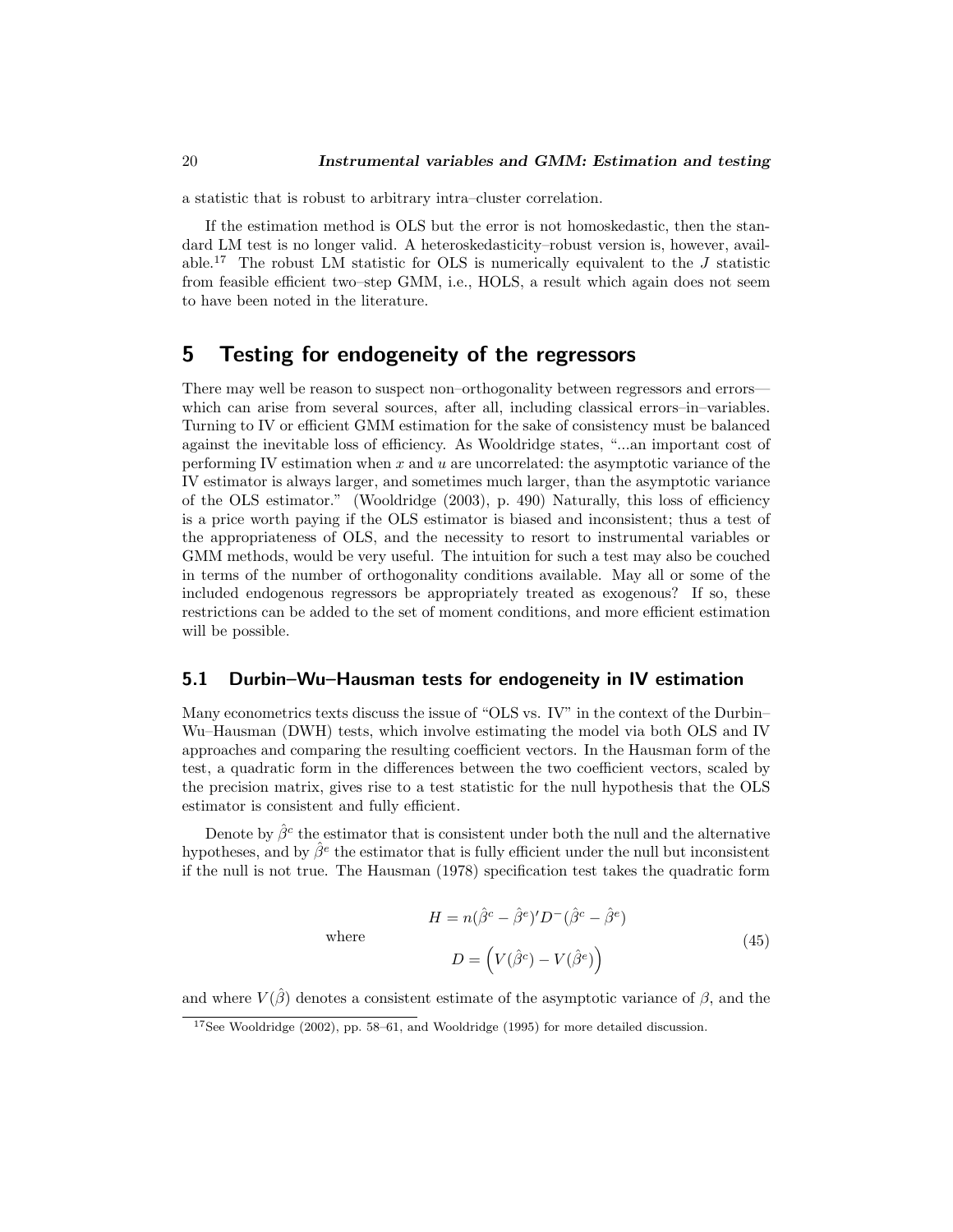a statistic that is robust to arbitrary intra–cluster correlation.

If the estimation method is OLS but the error is not homoskedastic, then the standard LM test is no longer valid. A heteroskedasticity–robust version is, however, available.[17] The robust LM statistic for OLS is numerically equivalent to the $J$ statistic from feasible efficient two–step GMM, i.e., HOLS, a result which again does not seem to have been noted in the literature.

# 5 Testing for endogeneity of the regressors

There may well be reason to suspect non–orthogonality between regressors and errors—which can arise from several sources, after all, including classical errors–in–variables. Turning to IV or efficient GMM estimation for the sake of consistency must be balanced against the inevitable loss of efficiency. As Wooldridge states, "...an important cost of performing IV estimation when $x$ and $u$ are uncorrelated: the asymptotic variance of the IV estimator is always larger, and sometimes much larger, than the asymptotic variance of the OLS estimator." (Wooldridge (2003), p. 490) Naturally, this loss of efficiency is a price worth paying if the OLS estimator is biased and inconsistent; thus a test of the appropriateness of OLS, and the necessity to resort to instrumental variables or GMM methods, would be very useful. The intuition for such a test may also be couched in terms of the number of orthogonality conditions available. May all or some of the included endogenous regressors be appropriately treated as exogenous? If so, these restrictions can be added to the set of moment conditions, and more efficient estimation will be possible.

## 5.1 Durbin–Wu–Hausman tests for endogeneity in IV estimation

Many econometrics texts discuss the issue of "OLS vs. IV" in the context of the Durbin–Wu–Hausman (DWH) tests, which involve estimating the model via both OLS and IV approaches and comparing the resulting coefficient vectors. In the Hausman form of the test, a quadratic form in the differences between the two coefficient vectors, scaled by the precision matrix, gives rise to a test statistic for the null hypothesis that the OLS estimator is consistent and fully efficient.

Denote by $\hat{\beta}^c$ the estimator that is consistent under both the null and the alternative hypotheses, and by $\hat{\beta}^e$ the estimator that is fully efficient under the null but inconsistent if the null is not true. The Hausman (1978) specification test takes the quadratic form

$$
\begin{aligned}
& H = n(\hat{\beta}^c - \hat{\beta}^e)' D^- (\hat{\beta}^c - \hat{\beta}^e) \\
\text{where} \quad & \\
& D = \left( V(\hat{\beta}^c) - V(\hat{\beta}^e) \right)
\end{aligned}
\tag{45}
$$

and where $V(\hat{\beta})$ denotes a consistent estimate of the asymptotic variance of $\beta$, and the

[17] See Wooldridge (2002), pp. 58–61, and Wooldridge (1995) for more detailed discussion.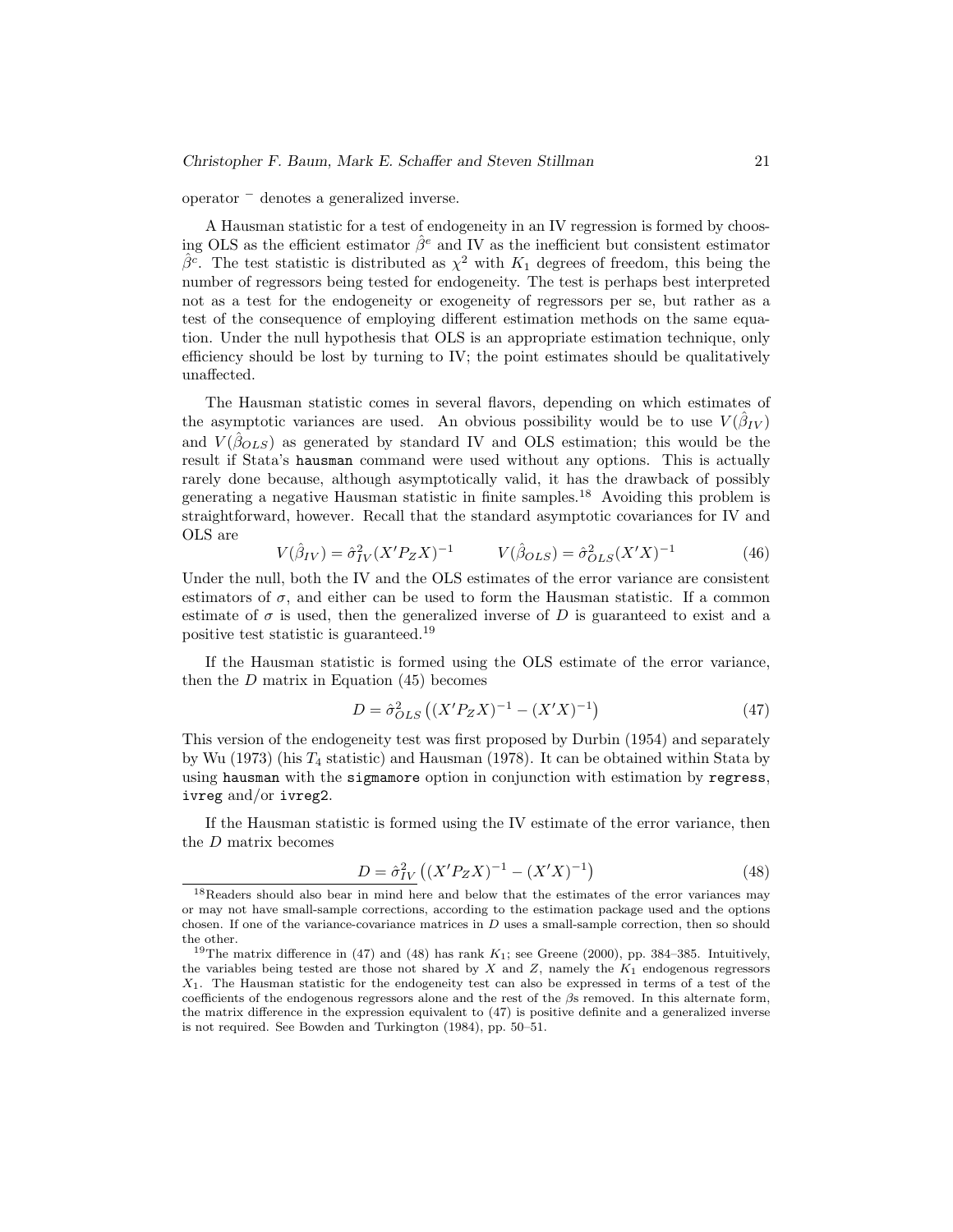operator $^-$ denotes a generalized inverse.

A Hausman statistic for a test of endogeneity in an IV regression is formed by choosing OLS as the efficient estimator $\hat{\beta}^e$ and IV as the inefficient but consistent estimator $\hat{\beta}^c$. The test statistic is distributed as $\chi^2$ with $K_1$ degrees of freedom, this being the number of regressors being tested for endogeneity. The test is perhaps best interpreted not as a test for the endogeneity or exogeneity of regressors per se, but rather as a test of the consequence of employing different estimation methods on the same equation. Under the null hypothesis that OLS is an appropriate estimation technique, only efficiency should be lost by turning to IV; the point estimates should be qualitatively unaffected.

The Hausman statistic comes in several flavors, depending on which estimates of the asymptotic variances are used. An obvious possibility would be to use $V(\hat{\beta}_{IV})$ and $V(\hat{\beta}_{OLS})$ as generated by standard IV and OLS estimation; this would be the result if Stata's `hausman` command were used without any options. This is actually rarely done because, although asymptotically valid, it has the drawback of possibly generating a negative Hausman statistic in finite samples.[18] Avoiding this problem is straightforward, however. Recall that the standard asymptotic covariances for IV and OLS are

$$V(\hat{\beta}_{IV}) = \hat{\sigma}^2_{IV}(X'P_Z X)^{-1} \qquad V(\hat{\beta}_{OLS}) = \hat{\sigma}^2_{OLS}(X'X)^{-1} \tag{46}$$

Under the null, both the IV and the OLS estimates of the error variance are consistent estimators of $\sigma$, and either can be used to form the Hausman statistic. If a common estimate of $\sigma$ is used, then the generalized inverse of $D$ is guaranteed to exist and a positive test statistic is guaranteed.[19]

If the Hausman statistic is formed using the OLS estimate of the error variance, then the $D$ matrix in Equation (45) becomes

$$D = \hat{\sigma}^2_{OLS}\left((X'P_Z X)^{-1} - (X'X)^{-1}\right) \tag{47}$$

This version of the endogeneity test was first proposed by Durbin (1954) and separately by Wu (1973) (his $T_4$ statistic) and Hausman (1978). It can be obtained within Stata by using `hausman` with the `sigmamore` option in conjunction with estimation by `regress`, `ivreg` and/or `ivreg2`.

If the Hausman statistic is formed using the IV estimate of the error variance, then the $D$ matrix becomes

$$D = \hat{\sigma}^2_{IV}\left((X'P_Z X)^{-1} - (X'X)^{-1}\right) \tag{48}$$

[18] Readers should also bear in mind here and below that the estimates of the error variances may or may not have small-sample corrections, according to the estimation package used and the options chosen. If one of the variance-covariance matrices in $D$ uses a small-sample correction, then so should the other.

[19] The matrix difference in (47) and (48) has rank $K_1$; see Greene (2000), pp. 384–385. Intuitively, the variables being tested are those not shared by $X$ and $Z$, namely the $K_1$ endogenous regressors $X_1$. The Hausman statistic for the endogeneity test can also be expressed in terms of a test of the coefficients of the endogenous regressors alone and the rest of the $\beta$s removed. In this alternate form, the matrix difference in the expression equivalent to (47) is positive definite and a generalized inverse is not required. See Bowden and Turkington (1984), pp. 50–51.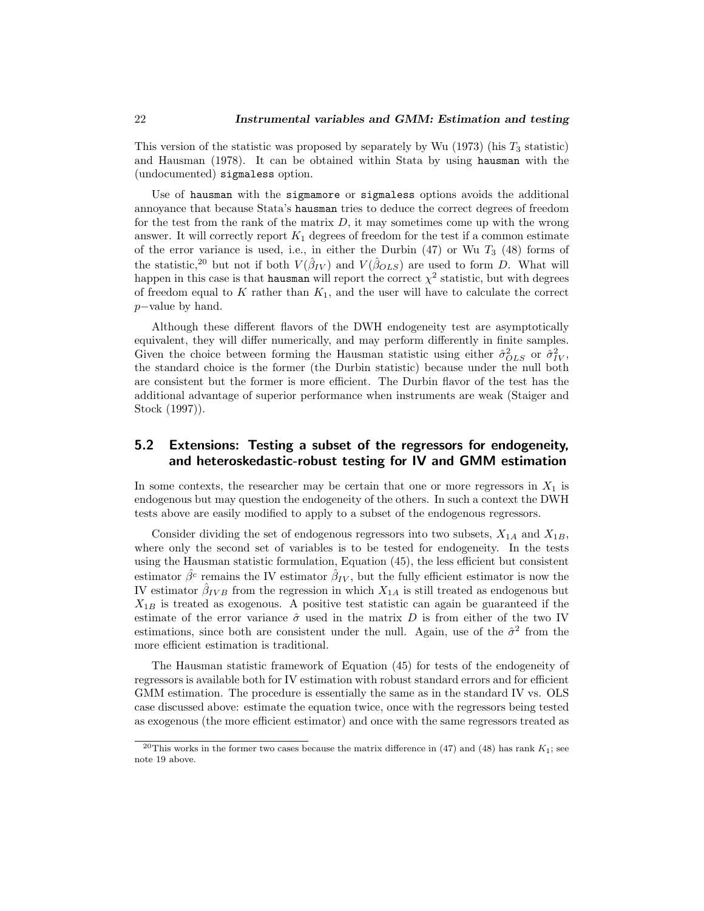This version of the statistic was proposed by separately by Wu (1973) (his $T_3$ statistic) and Hausman (1978). It can be obtained within Stata by using `hausman` with the (undocumented) `sigmaless` option.

Use of `hausman` with the `sigmamore` or `sigmaless` options avoids the additional annoyance that because Stata's `hausman` tries to deduce the correct degrees of freedom for the test from the rank of the matrix $D$, it may sometimes come up with the wrong answer. It will correctly report $K_1$ degrees of freedom for the test if a common estimate of the error variance is used, i.e., in either the Durbin (47) or Wu $T_3$ (48) forms of the statistic,[20] but not if both $V(\hat{\beta}_{IV})$ and $V(\hat{\beta}_{OLS})$ are used to form $D$. What will happen in this case is that `hausman` will report the correct $\chi^2$ statistic, but with degrees of freedom equal to $K$ rather than $K_1$, and the user will have to calculate the correct $p$−value by hand.

Although these different flavors of the DWH endogeneity test are asymptotically equivalent, they will differ numerically, and may perform differently in finite samples. Given the choice between forming the Hausman statistic using either $\hat{\sigma}^2_{OLS}$ or $\hat{\sigma}^2_{IV}$, the standard choice is the former (the Durbin statistic) because under the null both are consistent but the former is more efficient. The Durbin flavor of the test has the additional advantage of superior performance when instruments are weak (Staiger and Stock (1997)).

## 5.2 Extensions: Testing a subset of the regressors for endogeneity, and heteroskedastic-robust testing for IV and GMM estimation

In some contexts, the researcher may be certain that one or more regressors in $X_1$ is endogenous but may question the endogeneity of the others. In such a context the DWH tests above are easily modified to apply to a subset of the endogenous regressors.

Consider dividing the set of endogenous regressors into two subsets, $X_{1A}$ and $X_{1B}$, where only the second set of variables is to be tested for endogeneity. In the tests using the Hausman statistic formulation, Equation (45), the less efficient but consistent estimator $\hat{\beta}^c$ remains the IV estimator $\hat{\beta}_{IV}$, but the fully efficient estimator is now the IV estimator $\hat{\beta}_{IVB}$ from the regression in which $X_{1A}$ is still treated as endogenous but $X_{1B}$ is treated as exogenous. A positive test statistic can again be guaranteed if the estimate of the error variance $\hat{\sigma}$ used in the matrix $D$ is from either of the two IV estimations, since both are consistent under the null. Again, use of the $\hat{\sigma}^2$ from the more efficient estimation is traditional.

The Hausman statistic framework of Equation (45) for tests of the endogeneity of regressors is available both for IV estimation with robust standard errors and for efficient GMM estimation. The procedure is essentially the same as in the standard IV vs. OLS case discussed above: estimate the equation twice, once with the regressors being tested as exogenous (the more efficient estimator) and once with the same regressors treated as

[20] This works in the former two cases because the matrix difference in (47) and (48) has rank $K_1$; see note 19 above.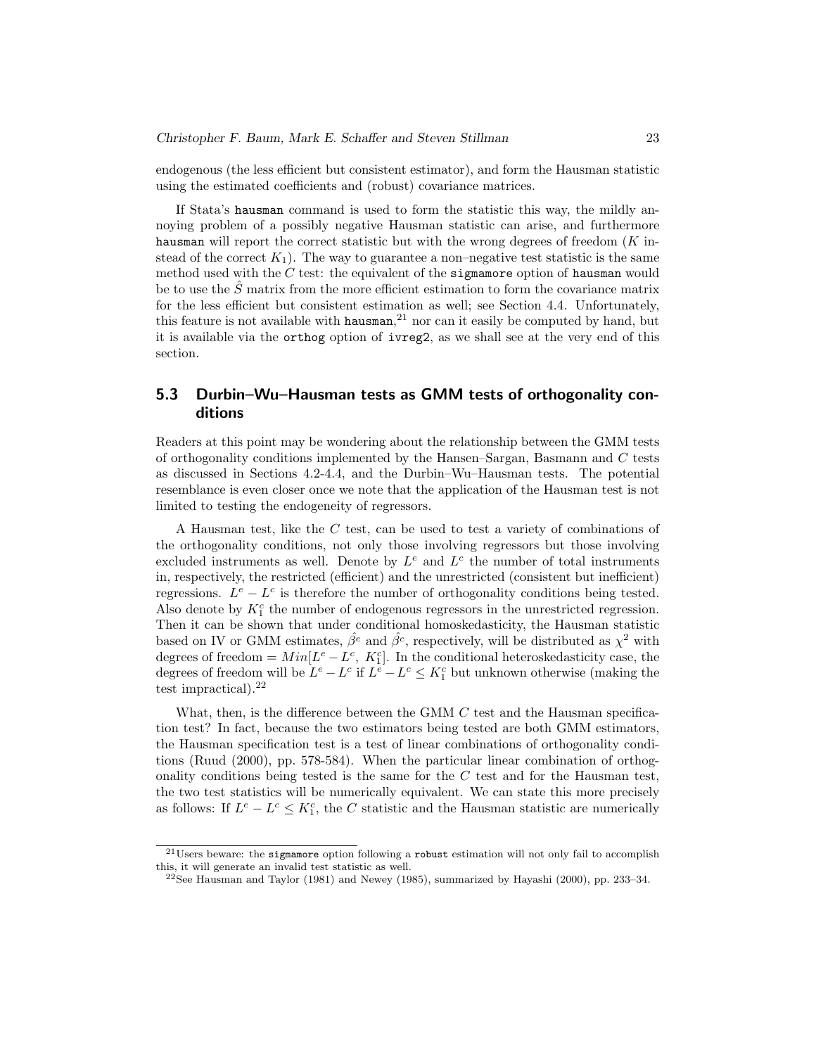endogenous (the less efficient but consistent estimator), and form the Hausman statistic using the estimated coefficients and (robust) covariance matrices.

If Stata's `hausman` command is used to form the statistic this way, the mildly annoying problem of a possibly negative Hausman statistic can arise, and furthermore `hausman` will report the correct statistic but with the wrong degrees of freedom ($K$ instead of the correct $K_1$). The way to guarantee a non–negative test statistic is the same method used with the $C$ test: the equivalent of the `sigmamore` option of `hausman` would be to use the $\hat{S}$ matrix from the more efficient estimation to form the covariance matrix for the less efficient but consistent estimation as well; see Section 4.4. Unfortunately, this feature is not available with `hausman`,[21] nor can it easily be computed by hand, but it is available via the `orthog` option of `ivreg2`, as we shall see at the very end of this section.

## 5.3 Durbin–Wu–Hausman tests as GMM tests of orthogonality conditions

Readers at this point may be wondering about the relationship between the GMM tests of orthogonality conditions implemented by the Hansen–Sargan, Basmann and $C$ tests as discussed in Sections 4.2-4.4, and the Durbin–Wu–Hausman tests. The potential resemblance is even closer once we note that the application of the Hausman test is not limited to testing the endogeneity of regressors.

A Hausman test, like the $C$ test, can be used to test a variety of combinations of the orthogonality conditions, not only those involving regressors but those involving excluded instruments as well. Denote by $L^e$ and $L^c$ the number of total instruments in, respectively, the restricted (efficient) and the unrestricted (consistent but inefficient) regressions. $L^e - L^c$ is therefore the number of orthogonality conditions being tested. Also denote by $K_1^c$ the number of endogenous regressors in the unrestricted regression. Then it can be shown that under conditional homoskedasticity, the Hausman statistic based on IV or GMM estimates, $\hat{\beta^e}$ and $\hat{\beta^c}$, respectively, will be distributed as $\chi^2$ with degrees of freedom $= Min[L^e - L^c,\ K_1^c]$. In the conditional heteroskedasticity case, the degrees of freedom will be $L^e - L^c$ if $L^e - L^c \leq K_1^c$ but unknown otherwise (making the test impractical).[22]

What, then, is the difference between the GMM $C$ test and the Hausman specification test? In fact, because the two estimators being tested are both GMM estimators, the Hausman specification test is a test of linear combinations of orthogonality conditions (Ruud (2000), pp. 578-584). When the particular linear combination of orthogonality conditions being tested is the same for the $C$ test and for the Hausman test, the two test statistics will be numerically equivalent. We can state this more precisely as follows: If $L^e - L^c \leq K_1^c$, the $C$ statistic and the Hausman statistic are numerically

[21] Users beware: the `sigmamore` option following a `robust` estimation will not only fail to accomplish this, it will generate an invalid test statistic as well.

[22] See Hausman and Taylor (1981) and Newey (1985), summarized by Hayashi (2000), pp. 233–34.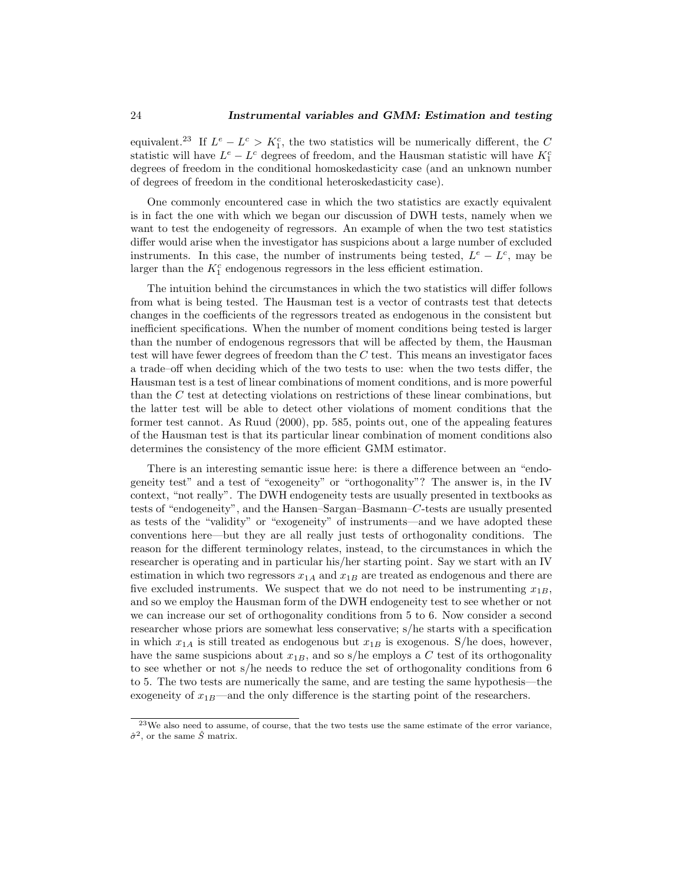equivalent.[23] If $L^e - L^c > K_1^c$, the two statistics will be numerically different, the $C$ statistic will have $L^e - L^c$ degrees of freedom, and the Hausman statistic will have $K_1^c$ degrees of freedom in the conditional homoskedasticity case (and an unknown number of degrees of freedom in the conditional heteroskedasticity case).

One commonly encountered case in which the two statistics are exactly equivalent is in fact the one with which we began our discussion of DWH tests, namely when we want to test the endogeneity of regressors. An example of when the two test statistics differ would arise when the investigator has suspicions about a large number of excluded instruments. In this case, the number of instruments being tested, $L^e - L^c$, may be larger than the $K_1^c$ endogenous regressors in the less efficient estimation.

The intuition behind the circumstances in which the two statistics will differ follows from what is being tested. The Hausman test is a vector of contrasts test that detects changes in the coefficients of the regressors treated as endogenous in the consistent but inefficient specifications. When the number of moment conditions being tested is larger than the number of endogenous regressors that will be affected by them, the Hausman test will have fewer degrees of freedom than the $C$ test. This means an investigator faces a trade–off when deciding which of the two tests to use: when the two tests differ, the Hausman test is a test of linear combinations of moment conditions, and is more powerful than the $C$ test at detecting violations on restrictions of these linear combinations, but the latter test will be able to detect other violations of moment conditions that the former test cannot. As Ruud (2000), pp. 585, points out, one of the appealing features of the Hausman test is that its particular linear combination of moment conditions also determines the consistency of the more efficient GMM estimator.

There is an interesting semantic issue here: is there a difference between an "endogeneity test" and a test of "exogeneity" or "orthogonality"? The answer is, in the IV context, "not really". The DWH endogeneity tests are usually presented in textbooks as tests of "endogeneity", and the Hansen–Sargan–Basmann–$C$-tests are usually presented as tests of the "validity" or "exogeneity" of instruments—and we have adopted these conventions here—but they are all really just tests of orthogonality conditions. The reason for the different terminology relates, instead, to the circumstances in which the researcher is operating and in particular his/her starting point. Say we start with an IV estimation in which two regressors $x_{1A}$ and $x_{1B}$ are treated as endogenous and there are five excluded instruments. We suspect that we do not need to be instrumenting $x_{1B}$, and so we employ the Hausman form of the DWH endogeneity test to see whether or not we can increase our set of orthogonality conditions from 5 to 6. Now consider a second researcher whose priors are somewhat less conservative; s/he starts with a specification in which $x_{1A}$ is still treated as endogenous but $x_{1B}$ is exogenous. S/he does, however, have the same suspicions about $x_{1B}$, and so s/he employs a $C$ test of its orthogonality to see whether or not s/he needs to reduce the set of orthogonality conditions from 6 to 5. The two tests are numerically the same, and are testing the same hypothesis—the exogeneity of $x_{1B}$—and the only difference is the starting point of the researchers.

---

[23] We also need to assume, of course, that the two tests use the same estimate of the error variance, $\hat{\sigma}^2$, or the same $\hat{S}$ matrix.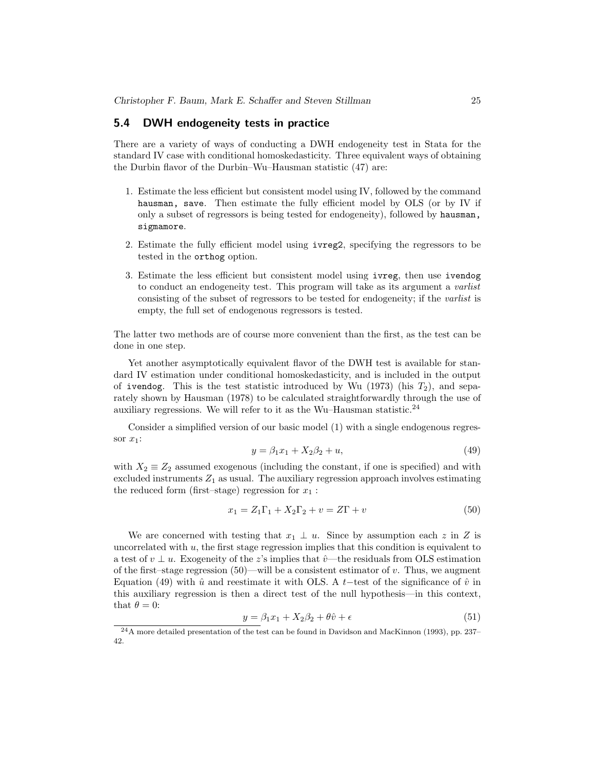## 5.4 DWH endogeneity tests in practice

There are a variety of ways of conducting a DWH endogeneity test in Stata for the standard IV case with conditional homoskedasticity. Three equivalent ways of obtaining the Durbin flavor of the Durbin–Wu–Hausman statistic (47) are:

1. Estimate the less efficient but consistent model using IV, followed by the command `hausman, save`. Then estimate the fully efficient model by OLS (or by IV if only a subset of regressors is being tested for endogeneity), followed by `hausman, sigmamore`.
2. Estimate the fully efficient model using `ivreg2`, specifying the regressors to be tested in the `orthog` option.
3. Estimate the less efficient but consistent model using `ivreg`, then use `ivendog` to conduct an endogeneity test. This program will take as its argument a *varlist* consisting of the subset of regressors to be tested for endogeneity; if the *varlist* is empty, the full set of endogenous regressors is tested.

The latter two methods are of course more convenient than the first, as the test can be done in one step.

Yet another asymptotically equivalent flavor of the DWH test is available for standard IV estimation under conditional homoskedasticity, and is included in the output of `ivendog`. This is the test statistic introduced by Wu (1973) (his $T_2$), and separately shown by Hausman (1978) to be calculated straightforwardly through the use of auxiliary regressions. We will refer to it as the Wu–Hausman statistic.[24]

Consider a simplified version of our basic model (1) with a single endogenous regressor $x_1$:

$$y = \beta_1 x_1 + X_2 \beta_2 + u, \tag{49}$$

with $X_2 \equiv Z_2$ assumed exogenous (including the constant, if one is specified) and with excluded instruments $Z_1$ as usual. The auxiliary regression approach involves estimating the reduced form (first–stage) regression for $x_1$ :

$$x_1 = Z_1 \Gamma_1 + X_2 \Gamma_2 + v = Z\Gamma + v \tag{50}$$

We are concerned with testing that $x_1 \perp u$. Since by assumption each $z$ in $Z$ is uncorrelated with $u$, the first stage regression implies that this condition is equivalent to a test of $v \perp u$. Exogeneity of the $z$'s implies that $\hat{v}$—the residuals from OLS estimation of the first–stage regression (50)—will be a consistent estimator of $v$. Thus, we augment Equation (49) with $\hat{u}$ and reestimate it with OLS. A $t-$test of the significance of $\hat{v}$ in this auxiliary regression is then a direct test of the null hypothesis—in this context, that $\theta = 0$:

$$y = \beta_1 x_1 + X_2 \beta_2 + \theta \hat{v} + \epsilon \tag{51}$$

[24] A more detailed presentation of the test can be found in Davidson and MacKinnon (1993), pp. 237–42.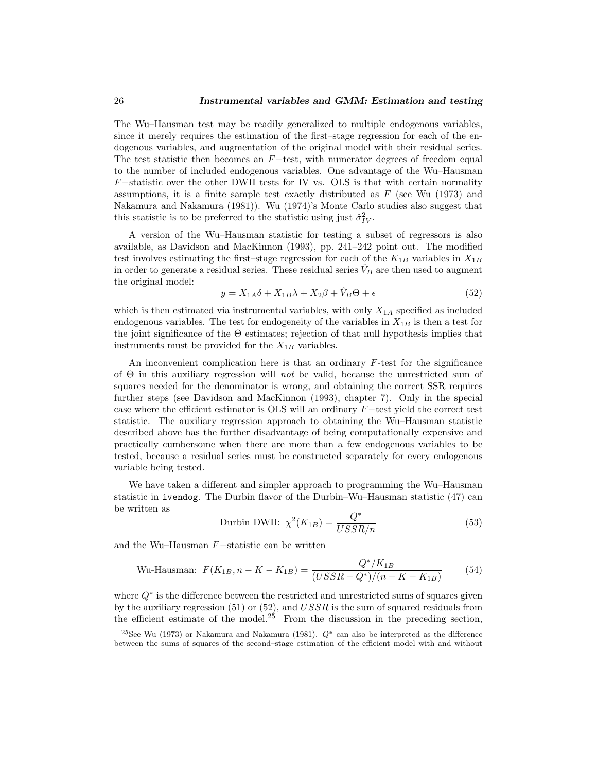The Wu–Hausman test may be readily generalized to multiple endogenous variables, since it merely requires the estimation of the first–stage regression for each of the endogenous variables, and augmentation of the original model with their residual series. The test statistic then becomes an $F$−test, with numerator degrees of freedom equal to the number of included endogenous variables. One advantage of the Wu–Hausman $F$−statistic over the other DWH tests for IV vs. OLS is that with certain normality assumptions, it is a finite sample test exactly distributed as $F$ (see Wu (1973) and Nakamura and Nakamura (1981)). Wu (1974)'s Monte Carlo studies also suggest that this statistic is to be preferred to the statistic using just $\hat{\sigma}^2_{IV}$.

A version of the Wu–Hausman statistic for testing a subset of regressors is also available, as Davidson and MacKinnon (1993), pp. 241–242 point out. The modified test involves estimating the first–stage regression for each of the $K_{1B}$ variables in $X_{1B}$ in order to generate a residual series. These residual series $\hat{V}_B$ are then used to augment the original model:

$$y = X_{1A}\delta + X_{1B}\lambda + X_2\beta + \hat{V}_B\Theta + \epsilon \tag{52}$$

which is then estimated via instrumental variables, with only $X_{1A}$ specified as included endogenous variables. The test for endogeneity of the variables in $X_{1B}$ is then a test for the joint significance of the $\Theta$ estimates; rejection of that null hypothesis implies that instruments must be provided for the $X_{1B}$ variables.

An inconvenient complication here is that an ordinary $F$-test for the significance of $\Theta$ in this auxiliary regression will *not* be valid, because the unrestricted sum of squares needed for the denominator is wrong, and obtaining the correct SSR requires further steps (see Davidson and MacKinnon (1993), chapter 7). Only in the special case where the efficient estimator is OLS will an ordinary $F$−test yield the correct test statistic. The auxiliary regression approach to obtaining the Wu–Hausman statistic described above has the further disadvantage of being computationally expensive and practically cumbersome when there are more than a few endogenous variables to be tested, because a residual series must be constructed separately for every endogenous variable being tested.

We have taken a different and simpler approach to programming the Wu–Hausman statistic in `ivendog`. The Durbin flavor of the Durbin–Wu–Hausman statistic (47) can be written as

$$\text{Durbin DWH: } \chi^2(K_{1B}) = \frac{Q^*}{USSR/n} \tag{53}$$

and the Wu–Hausman $F$−statistic can be written

$$\text{Wu-Hausman: } F(K_{1B}, n-K-K_{1B}) = \frac{Q^*/K_{1B}}{(USSR - Q^*)/(n-K-K_{1B})} \tag{54}$$

where $Q^*$ is the difference between the restricted and unrestricted sums of squares given by the auxiliary regression (51) or (52), and $USSR$ is the sum of squared residuals from the efficient estimate of the model.[25] From the discussion in the preceding section,

[25] See Wu (1973) or Nakamura and Nakamura (1981). $Q^*$ can also be interpreted as the difference between the sums of squares of the second–stage estimation of the efficient model with and without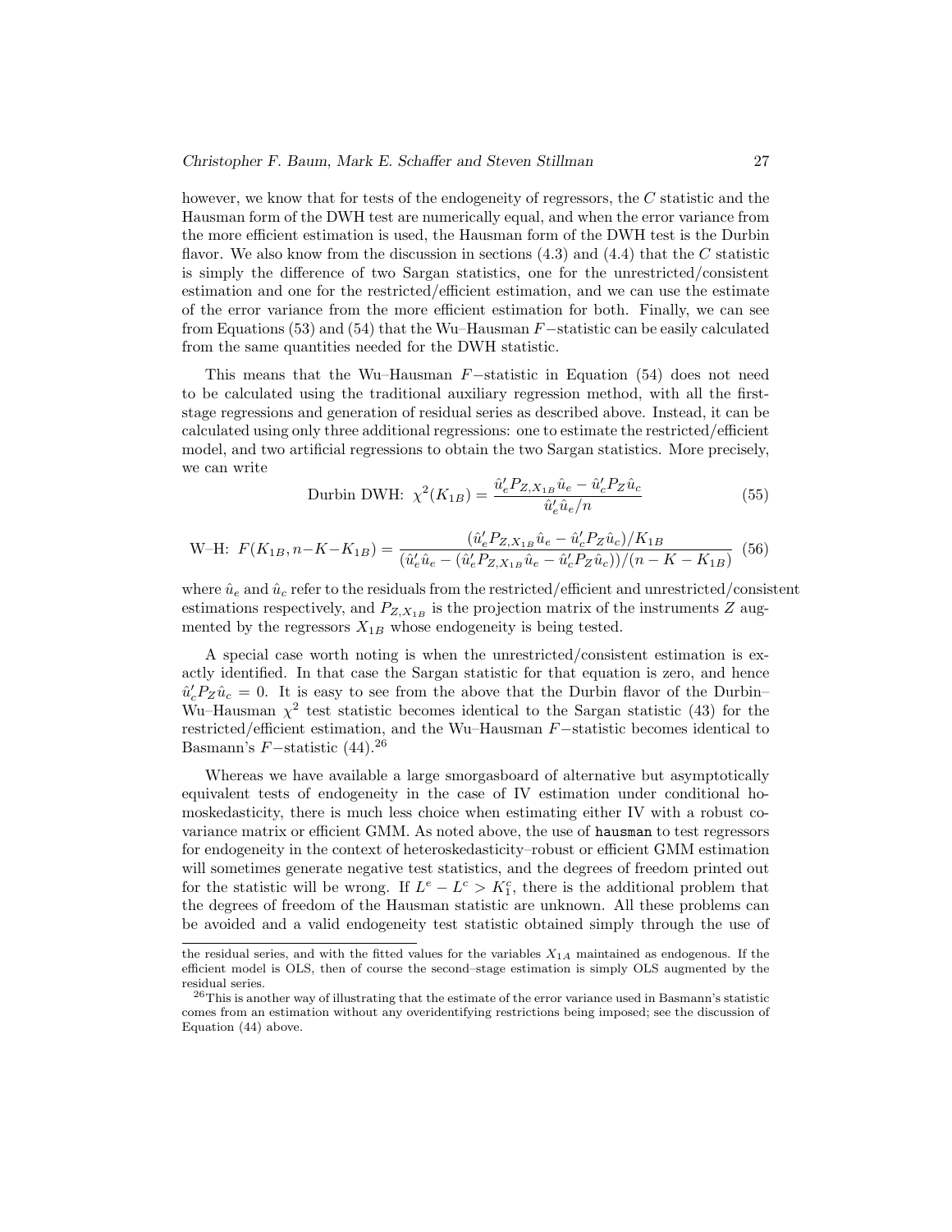however, we know that for tests of the endogeneity of regressors, the $C$ statistic and the Hausman form of the DWH test are numerically equal, and when the error variance from the more efficient estimation is used, the Hausman form of the DWH test is the Durbin flavor. We also know from the discussion in sections (4.3) and (4.4) that the $C$ statistic is simply the difference of two Sargan statistics, one for the unrestricted/consistent estimation and one for the restricted/efficient estimation, and we can use the estimate of the error variance from the more efficient estimation for both. Finally, we can see from Equations (53) and (54) that the Wu–Hausman $F-$statistic can be easily calculated from the same quantities needed for the DWH statistic.

This means that the Wu–Hausman $F-$statistic in Equation (54) does not need to be calculated using the traditional auxiliary regression method, with all the first-stage regressions and generation of residual series as described above. Instead, it can be calculated using only three additional regressions: one to estimate the restricted/efficient model, and two artificial regressions to obtain the two Sargan statistics. More precisely, we can write

$$\text{Durbin DWH: } \chi^2(K_{1B}) = \frac{\hat{u}_e' P_{Z,X_{1B}} \hat{u}_e - \hat{u}_c' P_Z \hat{u}_c}{\hat{u}_e' \hat{u}_e / n} \tag{55}$$

$$\text{W–H: } F(K_{1B}, n-K-K_{1B}) = \frac{(\hat{u}_e' P_{Z,X_{1B}} \hat{u}_e - \hat{u}_c' P_Z \hat{u}_c)/K_{1B}}{(\hat{u}_e' \hat{u}_e - (\hat{u}_e' P_{Z,X_{1B}} \hat{u}_e - \hat{u}_c' P_Z \hat{u}_c))/(n - K - K_{1B})} \tag{56}$$

where $\hat{u}_e$ and $\hat{u}_c$ refer to the residuals from the restricted/efficient and unrestricted/consistent estimations respectively, and $P_{Z,X_{1B}}$ is the projection matrix of the instruments $Z$ augmented by the regressors $X_{1B}$ whose endogeneity is being tested.

A special case worth noting is when the unrestricted/consistent estimation is exactly identified. In that case the Sargan statistic for that equation is zero, and hence $\hat{u}_c' P_Z \hat{u}_c = 0$. It is easy to see from the above that the Durbin flavor of the Durbin–Wu–Hausman $\chi^2$ test statistic becomes identical to the Sargan statistic (43) for the restricted/efficient estimation, and the Wu–Hausman $F-$statistic becomes identical to Basmann's $F-$statistic (44).[26]

Whereas we have available a large smorgasboard of alternative but asymptotically equivalent tests of endogeneity in the case of IV estimation under conditional homoskedasticity, there is much less choice when estimating either IV with a robust covariance matrix or efficient GMM. As noted above, the use of `hausman` to test regressors for endogeneity in the context of heteroskedasticity–robust or efficient GMM estimation will sometimes generate negative test statistics, and the degrees of freedom printed out for the statistic will be wrong. If $L^e - L^c > K_1^c$, there is the additional problem that the degrees of freedom of the Hausman statistic are unknown. All these problems can be avoided and a valid endogeneity test statistic obtained simply through the use of

---

the residual series, and with the fitted values for the variables $X_{1A}$ maintained as endogenous. If the efficient model is OLS, then of course the second–stage estimation is simply OLS augmented by the residual series.

[26] This is another way of illustrating that the estimate of the error variance used in Basmann's statistic comes from an estimation without any overidentifying restrictions being imposed; see the discussion of Equation (44) above.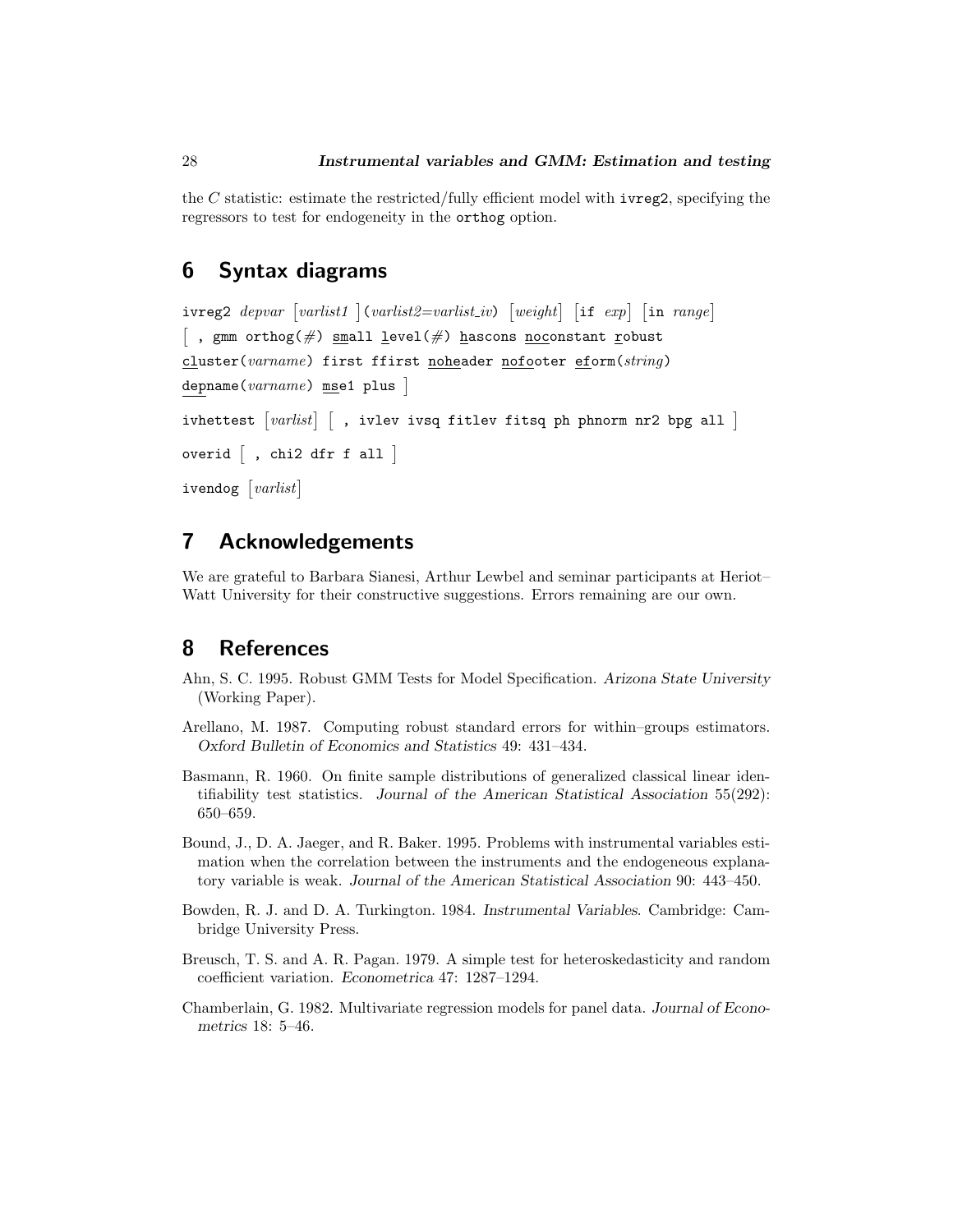the $C$ statistic: estimate the restricted/fully efficient model with `ivreg2`, specifying the regressors to test for endogeneity in the `orthog` option.

# 6 Syntax diagrams

```
ivreg2 depvar [varlist1] (varlist2=varlist_iv) [weight] [if exp] [in range]
[ , gmm orthog(#) small level(#) hascons noconstant robust
cluster(varname) first ffirst noheader nofooter eform(string)
depname(varname) mse1 plus ]

ivhettest [varlist] [ , ivlev ivsq fitlev fitsq ph phnorm nr2 bpg all ]

overid [ , chi2 dfr f all ]

ivendog [varlist]
```

# 7 Acknowledgements

We are grateful to Barbara Sianesi, Arthur Lewbel and seminar participants at Heriot–Watt University for their constructive suggestions. Errors remaining are our own.

# 8 References

Ahn, S. C. 1995. Robust GMM Tests for Model Specification. *Arizona State University* (Working Paper).

Arellano, M. 1987. Computing robust standard errors for within–groups estimators. *Oxford Bulletin of Economics and Statistics* 49: 431–434.

Basmann, R. 1960. On finite sample distributions of generalized classical linear identifiability test statistics. *Journal of the American Statistical Association* 55(292): 650–659.

Bound, J., D. A. Jaeger, and R. Baker. 1995. Problems with instrumental variables estimation when the correlation between the instruments and the endogeneous explanatory variable is weak. *Journal of the American Statistical Association* 90: 443–450.

Bowden, R. J. and D. A. Turkington. 1984. *Instrumental Variables*. Cambridge: Cambridge University Press.

Breusch, T. S. and A. R. Pagan. 1979. A simple test for heteroskedasticity and random coefficient variation. *Econometrica* 47: 1287–1294.

Chamberlain, G. 1982. Multivariate regression models for panel data. *Journal of Econometrics* 18: 5–46.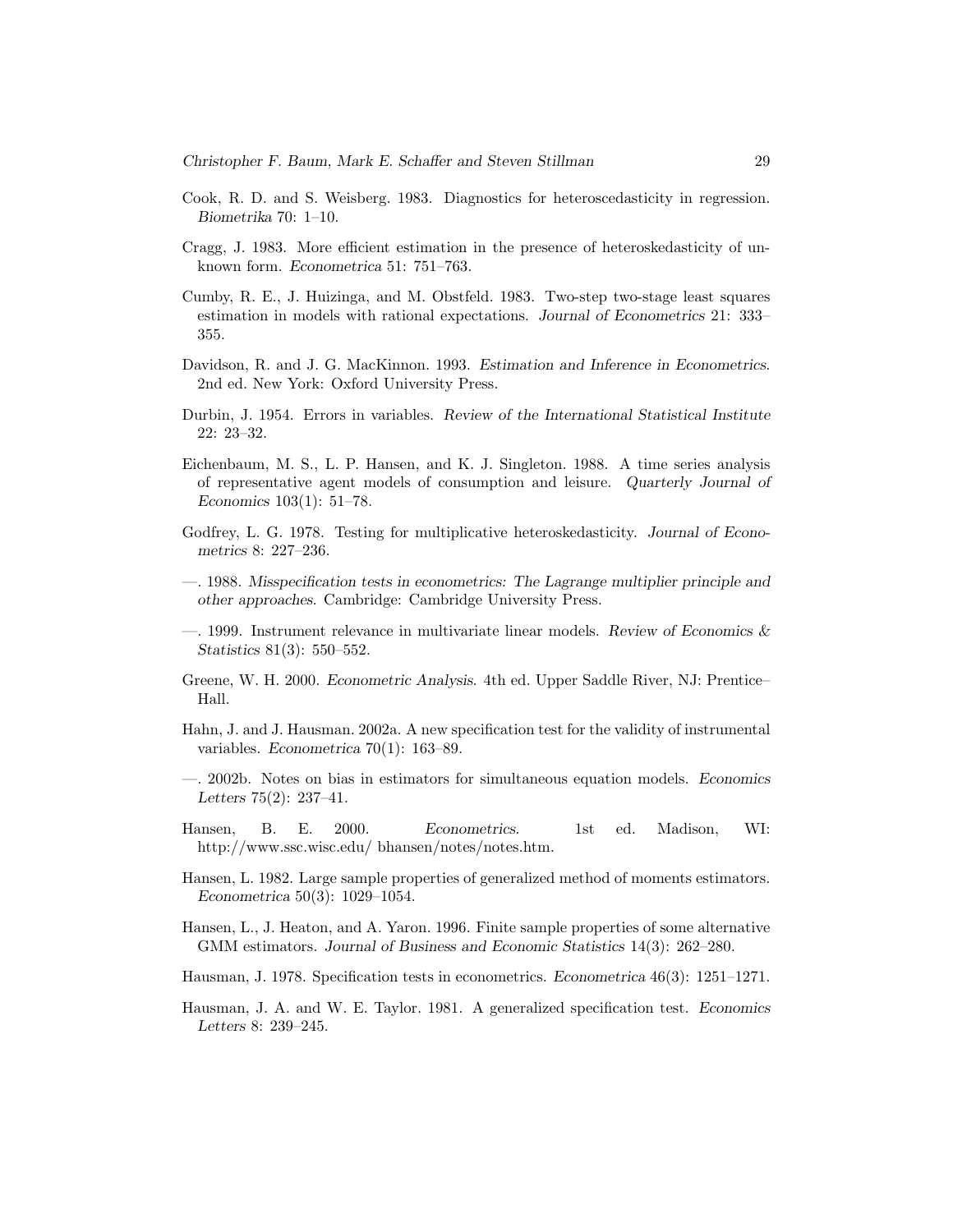Cook, R. D. and S. Weisberg. 1983. Diagnostics for heteroscedasticity in regression. *Biometrika* 70: 1–10.

Cragg, J. 1983. More efficient estimation in the presence of heteroskedasticity of unknown form. *Econometrica* 51: 751–763.

Cumby, R. E., J. Huizinga, and M. Obstfeld. 1983. Two-step two-stage least squares estimation in models with rational expectations. *Journal of Econometrics* 21: 333–355.

Davidson, R. and J. G. MacKinnon. 1993. *Estimation and Inference in Econometrics*. 2nd ed. New York: Oxford University Press.

Durbin, J. 1954. Errors in variables. *Review of the International Statistical Institute* 22: 23–32.

Eichenbaum, M. S., L. P. Hansen, and K. J. Singleton. 1988. A time series analysis of representative agent models of consumption and leisure. *Quarterly Journal of Economics* 103(1): 51–78.

Godfrey, L. G. 1978. Testing for multiplicative heteroskedasticity. *Journal of Econometrics* 8: 227–236.

—. 1988. *Misspecification tests in econometrics: The Lagrange multiplier principle and other approaches*. Cambridge: Cambridge University Press.

—. 1999. Instrument relevance in multivariate linear models. *Review of Economics & Statistics* 81(3): 550–552.

Greene, W. H. 2000. *Econometric Analysis*. 4th ed. Upper Saddle River, NJ: Prentice–Hall.

Hahn, J. and J. Hausman. 2002a. A new specification test for the validity of instrumental variables. *Econometrica* 70(1): 163–89.

—. 2002b. Notes on bias in estimators for simultaneous equation models. *Economics Letters* 75(2): 237–41.

Hansen, B. E. 2000. *Econometrics*. 1st ed. Madison, WI: http://www.ssc.wisc.edu/ bhansen/notes/notes.htm.

Hansen, L. 1982. Large sample properties of generalized method of moments estimators. *Econometrica* 50(3): 1029–1054.

Hansen, L., J. Heaton, and A. Yaron. 1996. Finite sample properties of some alternative GMM estimators. *Journal of Business and Economic Statistics* 14(3): 262–280.

Hausman, J. 1978. Specification tests in econometrics. *Econometrica* 46(3): 1251–1271.

Hausman, J. A. and W. E. Taylor. 1981. A generalized specification test. *Economics Letters* 8: 239–245.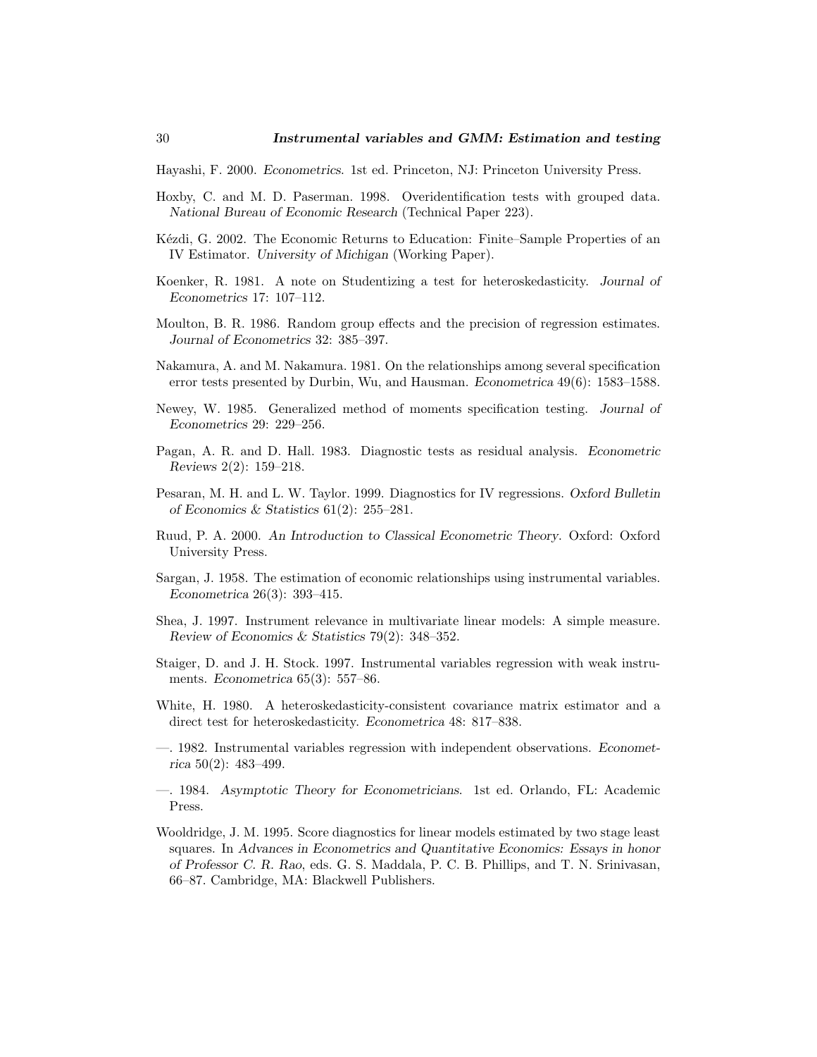Hayashi, F. 2000. *Econometrics*. 1st ed. Princeton, NJ: Princeton University Press.

Hoxby, C. and M. D. Paserman. 1998. Overidentification tests with grouped data. *National Bureau of Economic Research* (Technical Paper 223).

Kézdi, G. 2002. The Economic Returns to Education: Finite–Sample Properties of an IV Estimator. *University of Michigan* (Working Paper).

Koenker, R. 1981. A note on Studentizing a test for heteroskedasticity. *Journal of Econometrics* 17: 107–112.

Moulton, B. R. 1986. Random group effects and the precision of regression estimates. *Journal of Econometrics* 32: 385–397.

Nakamura, A. and M. Nakamura. 1981. On the relationships among several specification error tests presented by Durbin, Wu, and Hausman. *Econometrica* 49(6): 1583–1588.

Newey, W. 1985. Generalized method of moments specification testing. *Journal of Econometrics* 29: 229–256.

Pagan, A. R. and D. Hall. 1983. Diagnostic tests as residual analysis. *Econometric Reviews* 2(2): 159–218.

Pesaran, M. H. and L. W. Taylor. 1999. Diagnostics for IV regressions. *Oxford Bulletin of Economics & Statistics* 61(2): 255–281.

Ruud, P. A. 2000. *An Introduction to Classical Econometric Theory*. Oxford: Oxford University Press.

Sargan, J. 1958. The estimation of economic relationships using instrumental variables. *Econometrica* 26(3): 393–415.

Shea, J. 1997. Instrument relevance in multivariate linear models: A simple measure. *Review of Economics & Statistics* 79(2): 348–352.

Staiger, D. and J. H. Stock. 1997. Instrumental variables regression with weak instruments. *Econometrica* 65(3): 557–86.

White, H. 1980. A heteroskedasticity-consistent covariance matrix estimator and a direct test for heteroskedasticity. *Econometrica* 48: 817–838.

—. 1982. Instrumental variables regression with independent observations. *Econometrica* 50(2): 483–499.

—. 1984. *Asymptotic Theory for Econometricians*. 1st ed. Orlando, FL: Academic Press.

Wooldridge, J. M. 1995. Score diagnostics for linear models estimated by two stage least squares. In *Advances in Econometrics and Quantitative Economics: Essays in honor of Professor C. R. Rao*, eds. G. S. Maddala, P. C. B. Phillips, and T. N. Srinivasan, 66–87. Cambridge, MA: Blackwell Publishers.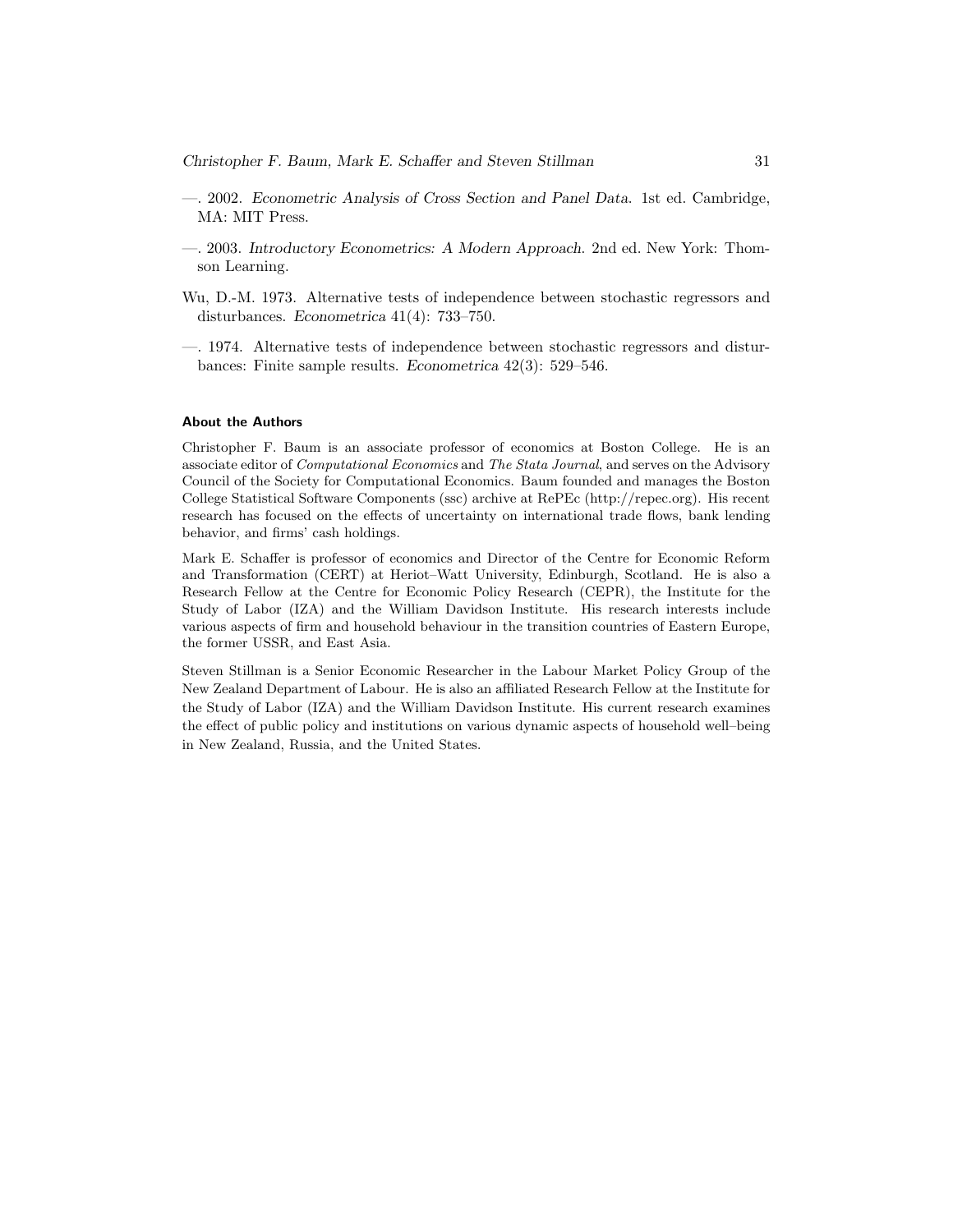—. 2002. *Econometric Analysis of Cross Section and Panel Data*. 1st ed. Cambridge, MA: MIT Press.

—. 2003. *Introductory Econometrics: A Modern Approach*. 2nd ed. New York: Thomson Learning.

Wu, D.-M. 1973. Alternative tests of independence between stochastic regressors and disturbances. *Econometrica* 41(4): 733–750.

—. 1974. Alternative tests of independence between stochastic regressors and disturbances: Finite sample results. *Econometrica* 42(3): 529–546.

#### About the Authors

Christopher F. Baum is an associate professor of economics at Boston College. He is an associate editor of *Computational Economics* and *The Stata Journal*, and serves on the Advisory Council of the Society for Computational Economics. Baum founded and manages the Boston College Statistical Software Components (ssc) archive at RePEc (http://repec.org). His recent research has focused on the effects of uncertainty on international trade flows, bank lending behavior, and firms' cash holdings.

Mark E. Schaffer is professor of economics and Director of the Centre for Economic Reform and Transformation (CERT) at Heriot–Watt University, Edinburgh, Scotland. He is also a Research Fellow at the Centre for Economic Policy Research (CEPR), the Institute for the Study of Labor (IZA) and the William Davidson Institute. His research interests include various aspects of firm and household behaviour in the transition countries of Eastern Europe, the former USSR, and East Asia.

Steven Stillman is a Senior Economic Researcher in the Labour Market Policy Group of the New Zealand Department of Labour. He is also an affiliated Research Fellow at the Institute for the Study of Labor (IZA) and the William Davidson Institute. His current research examines the effect of public policy and institutions on various dynamic aspects of household well–being in New Zealand, Russia, and the United States.